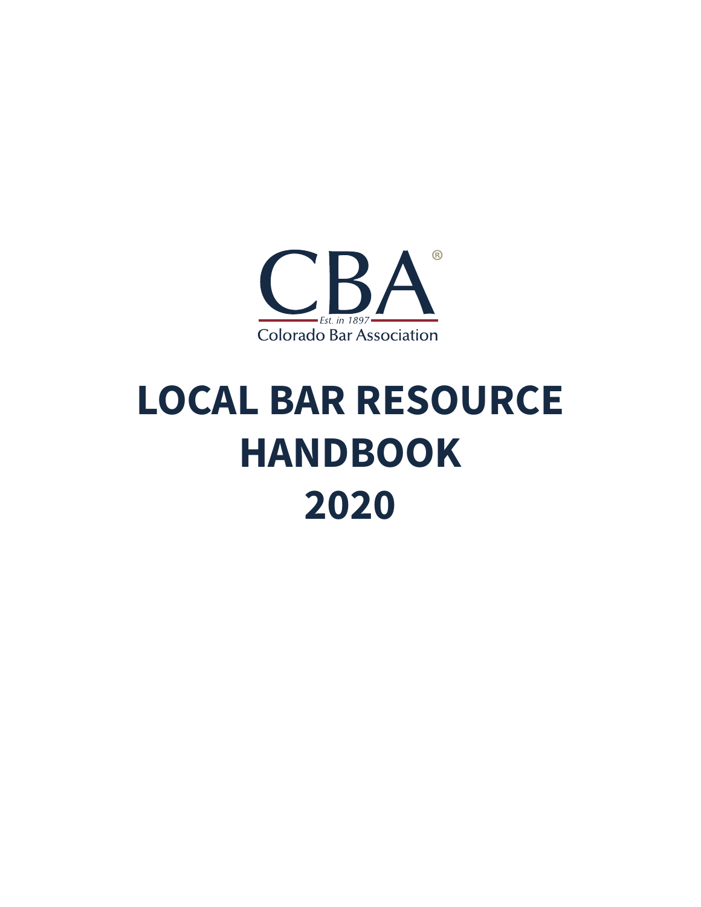CBA®

Est. in 1897

Colorado Bar Association

# LOCAL BAR RESOURCE HANDBOOK 2020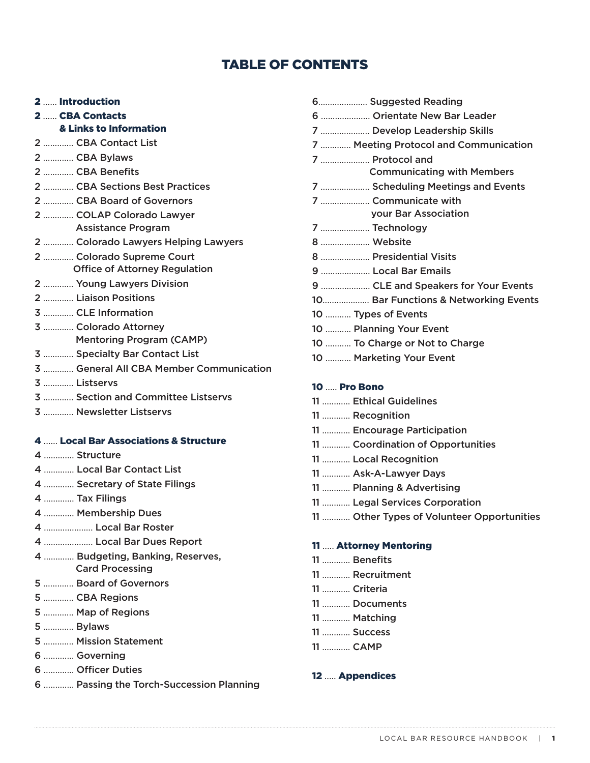# TABLE OF CONTENTS

**2 ...... Introduction**

**2 ...... CBA Contacts & Links to Information**

2 ............ CBA Contact List
2 ............ CBA Bylaws
2 ............ CBA Benefits
2 ............ CBA Sections Best Practices
2 ............ CBA Board of Governors
2 ............ COLAP Colorado Lawyer Assistance Program
2 ............ Colorado Lawyers Helping Lawyers
2 ............ Colorado Supreme Court Office of Attorney Regulation
2 ............ Young Lawyers Division
2 ............ Liaison Positions
3 ............ CLE Information
3 ............ Colorado Attorney Mentoring Program (CAMP)
3 ............ Specialty Bar Contact List
3 ............ General All CBA Member Communication
3 ............ Listservs
3 ............ Section and Committee Listservs
3 ............ Newsletter Listservs

**4 ...... Local Bar Associations & Structure**

4 ............ Structure
4 ............ Local Bar Contact List
4 ............ Secretary of State Filings
4 ............ Tax Filings
4 ............ Membership Dues
4 .................... Local Bar Roster
4 .................... Local Bar Dues Report
4 ............ Budgeting, Banking, Reserves, Card Processing
5 ............ Board of Governors
5 ............ CBA Regions
5 ............ Map of Regions
5 ............ Bylaws
5 ............ Mission Statement
6 ............ Governing
6 ............ Officer Duties
6 ............ Passing the Torch-Succession Planning
6.................... Suggested Reading
6 .................... Orientate New Bar Leader
7 .................... Develop Leadership Skills
7 ............ Meeting Protocol and Communication
7 .................... Protocol and Communicating with Members
7 .................... Scheduling Meetings and Events
7 .................... Communicate with your Bar Association
7 .................... Technology
8 .................... Website
8 .................... Presidential Visits
9 .................... Local Bar Emails
9 .................... CLE and Speakers for Your Events
10.................... Bar Functions & Networking Events
10 ........... Types of Events
10 ........... Planning Your Event
10 ........... To Charge or Not to Charge
10 ........... Marketing Your Event

**10 ..... Pro Bono**

11 ............ Ethical Guidelines
11 ............ Recognition
11 ............ Encourage Participation
11 ............ Coordination of Opportunities
11 ............ Local Recognition
11 ............ Ask-A-Lawyer Days
11 ............ Planning & Advertising
11 ............ Legal Services Corporation
11 ............ Other Types of Volunteer Opportunities

**11 ..... Attorney Mentoring**

11 ............ Benefits
11 ............ Recruitment
11 ............ Criteria
11 ............ Documents
11 ............ Matching
11 ............ Success
11 ............ CAMP

**12 ..... Appendices**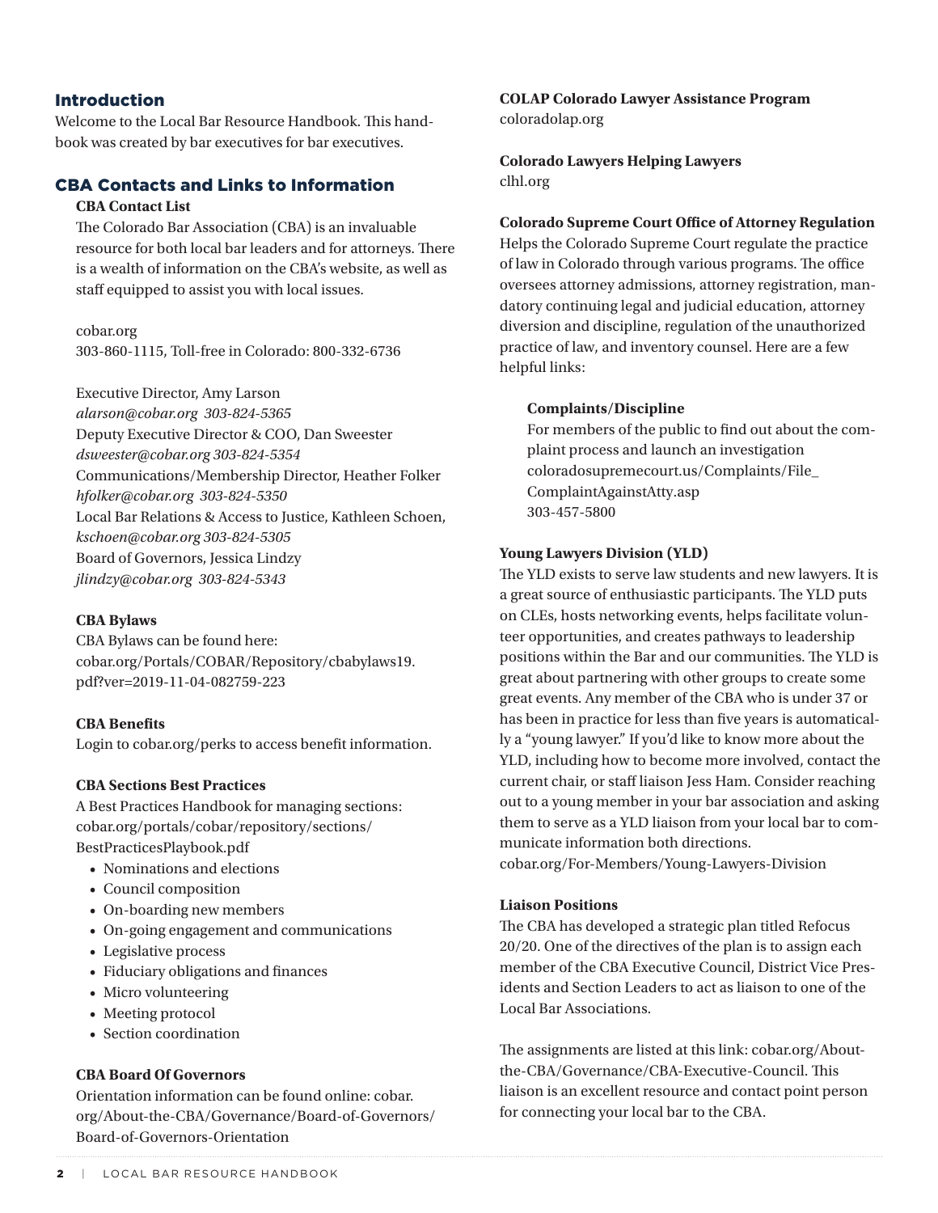## Introduction

Welcome to the Local Bar Resource Handbook. This handbook was created by bar executives for bar executives.

## CBA Contacts and Links to Information

**CBA Contact List**

The Colorado Bar Association (CBA) is an invaluable resource for both local bar leaders and for attorneys. There is a wealth of information on the CBA's website, as well as staff equipped to assist you with local issues.

cobar.org
303-860-1115, Toll-free in Colorado: 800-332-6736

Executive Director, Amy Larson
*alarson@cobar.org 303-824-5365*
Deputy Executive Director & COO, Dan Sweester
*dsweester@cobar.org 303-824-5354*
Communications/Membership Director, Heather Folker
*hfolker@cobar.org 303-824-5350*
Local Bar Relations & Access to Justice, Kathleen Schoen,
*kschoen@cobar.org 303-824-5305*
Board of Governors, Jessica Lindzy
*jlindzy@cobar.org 303-824-5343*

**CBA Bylaws**

CBA Bylaws can be found here:
cobar.org/Portals/COBAR/Repository/cbabylaws19.pdf?ver=2019-11-04-082759-223

**CBA Benefits**

Login to cobar.org/perks to access benefit information.

**CBA Sections Best Practices**

A Best Practices Handbook for managing sections:
cobar.org/portals/cobar/repository/sections/BestPracticesPlaybook.pdf

- Nominations and elections
- Council composition
- On-boarding new members
- On-going engagement and communications
- Legislative process
- Fiduciary obligations and finances
- Micro volunteering
- Meeting protocol
- Section coordination

**CBA Board Of Governors**

Orientation information can be found online: cobar.org/About-the-CBA/Governance/Board-of-Governors/Board-of-Governors-Orientation

**COLAP Colorado Lawyer Assistance Program**
coloradolap.org

**Colorado Lawyers Helping Lawyers**
clhl.org

**Colorado Supreme Court Office of Attorney Regulation**

Helps the Colorado Supreme Court regulate the practice of law in Colorado through various programs. The office oversees attorney admissions, attorney registration, mandatory continuing legal and judicial education, attorney diversion and discipline, regulation of the unauthorized practice of law, and inventory counsel. Here are a few helpful links:

**Complaints/Discipline**

For members of the public to find out about the complaint process and launch an investigation
coloradosupremecourt.us/Complaints/File_ComplaintAgainstAtty.asp
303-457-5800

**Young Lawyers Division (YLD)**

The YLD exists to serve law students and new lawyers. It is a great source of enthusiastic participants. The YLD puts on CLEs, hosts networking events, helps facilitate volunteer opportunities, and creates pathways to leadership positions within the Bar and our communities. The YLD is great about partnering with other groups to create some great events. Any member of the CBA who is under 37 or has been in practice for less than five years is automatically a "young lawyer." If you'd like to know more about the YLD, including how to become more involved, contact the current chair, or staff liaison Jess Ham. Consider reaching out to a young member in your bar association and asking them to serve as a YLD liaison from your local bar to communicate information both directions.
cobar.org/For-Members/Young-Lawyers-Division

**Liaison Positions**

The CBA has developed a strategic plan titled Refocus 20/20. One of the directives of the plan is to assign each member of the CBA Executive Council, District Vice Presidents and Section Leaders to act as liaison to one of the Local Bar Associations.

The assignments are listed at this link: cobar.org/About-the-CBA/Governance/CBA-Executive-Council. This liaison is an excellent resource and contact point person for connecting your local bar to the CBA.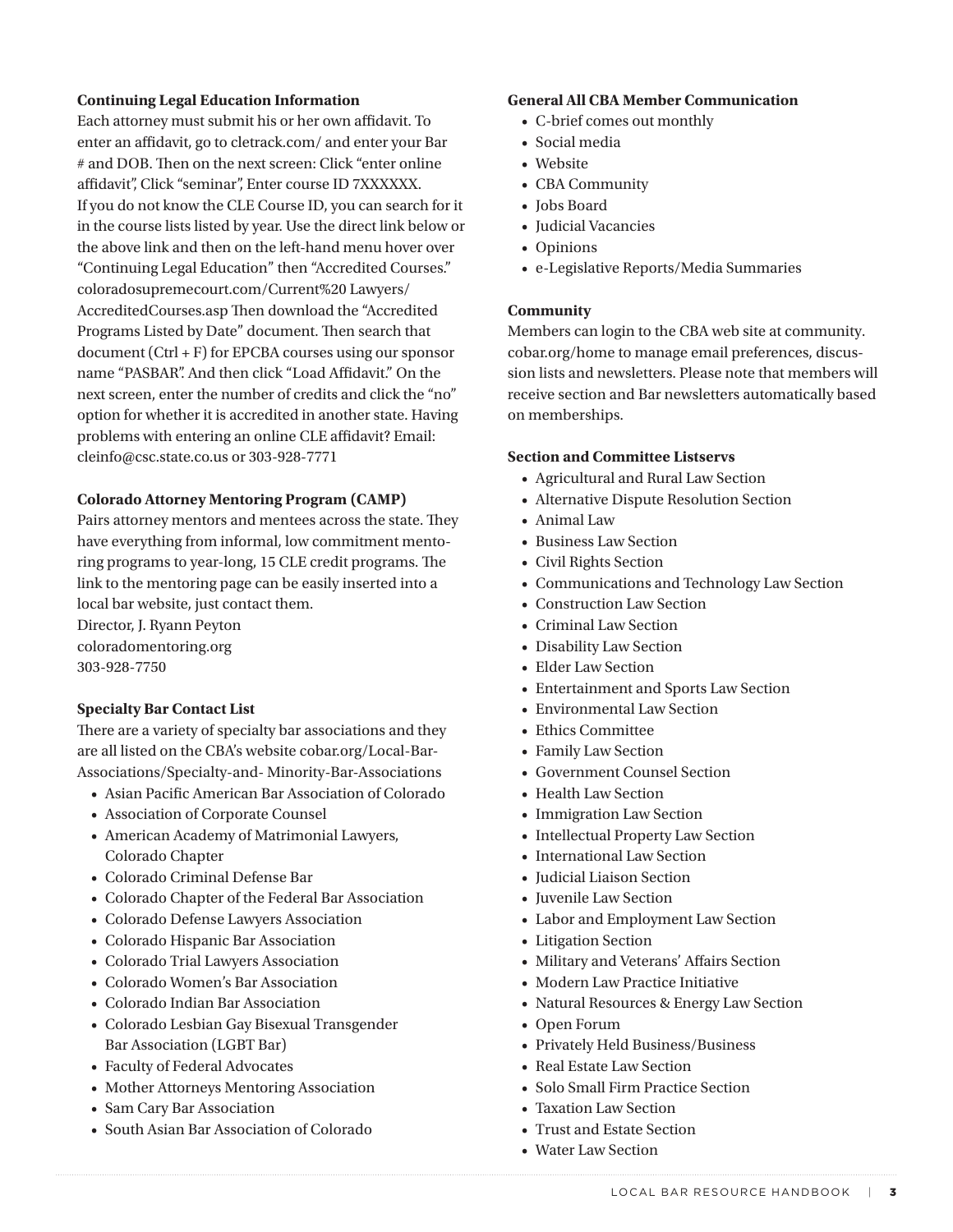**Continuing Legal Education Information**

Each attorney must submit his or her own affidavit. To enter an affidavit, go to cletrack.com/ and enter your Bar # and DOB. Then on the next screen: Click "enter online affidavit", Click "seminar", Enter course ID 7XXXXXX. If you do not know the CLE Course ID, you can search for it in the course lists listed by year. Use the direct link below or the above link and then on the left-hand menu hover over "Continuing Legal Education" then "Accredited Courses." coloradosupremecourt.com/Current%20 Lawyers/AccreditedCourses.asp Then download the "Accredited Programs Listed by Date" document. Then search that document (Ctrl + F) for EPCBA courses using our sponsor name "PASBAR". And then click "Load Affidavit." On the next screen, enter the number of credits and click the "no" option for whether it is accredited in another state. Having problems with entering an online CLE affidavit? Email: cleinfo@csc.state.co.us or 303-928-7771

**Colorado Attorney Mentoring Program (CAMP)**

Pairs attorney mentors and mentees across the state. They have everything from informal, low commitment mentoring programs to year-long, 15 CLE credit programs. The link to the mentoring page can be easily inserted into a local bar website, just contact them.
Director, J. Ryann Peyton
coloradomentoring.org
303-928-7750

**Specialty Bar Contact List**

There are a variety of specialty bar associations and they are all listed on the CBA's website cobar.org/Local-Bar-Associations/Specialty-and- Minority-Bar-Associations

- Asian Pacific American Bar Association of Colorado
- Association of Corporate Counsel
- American Academy of Matrimonial Lawyers, Colorado Chapter
- Colorado Criminal Defense Bar
- Colorado Chapter of the Federal Bar Association
- Colorado Defense Lawyers Association
- Colorado Hispanic Bar Association
- Colorado Trial Lawyers Association
- Colorado Women's Bar Association
- Colorado Indian Bar Association
- Colorado Lesbian Gay Bisexual Transgender Bar Association (LGBT Bar)
- Faculty of Federal Advocates
- Mother Attorneys Mentoring Association
- Sam Cary Bar Association
- South Asian Bar Association of Colorado

**General All CBA Member Communication**

- C-brief comes out monthly
- Social media
- Website
- CBA Community
- Jobs Board
- Judicial Vacancies
- Opinions
- e-Legislative Reports/Media Summaries

**Community**

Members can login to the CBA web site at community.cobar.org/home to manage email preferences, discussion lists and newsletters. Please note that members will receive section and Bar newsletters automatically based on memberships.

**Section and Committee Listservs**

- Agricultural and Rural Law Section
- Alternative Dispute Resolution Section
- Animal Law
- Business Law Section
- Civil Rights Section
- Communications and Technology Law Section
- Construction Law Section
- Criminal Law Section
- Disability Law Section
- Elder Law Section
- Entertainment and Sports Law Section
- Environmental Law Section
- Ethics Committee
- Family Law Section
- Government Counsel Section
- Health Law Section
- Immigration Law Section
- Intellectual Property Law Section
- International Law Section
- Judicial Liaison Section
- Juvenile Law Section
- Labor and Employment Law Section
- Litigation Section
- Military and Veterans' Affairs Section
- Modern Law Practice Initiative
- Natural Resources & Energy Law Section
- Open Forum
- Privately Held Business/Business
- Real Estate Law Section
- Solo Small Firm Practice Section
- Taxation Law Section
- Trust and Estate Section
- Water Law Section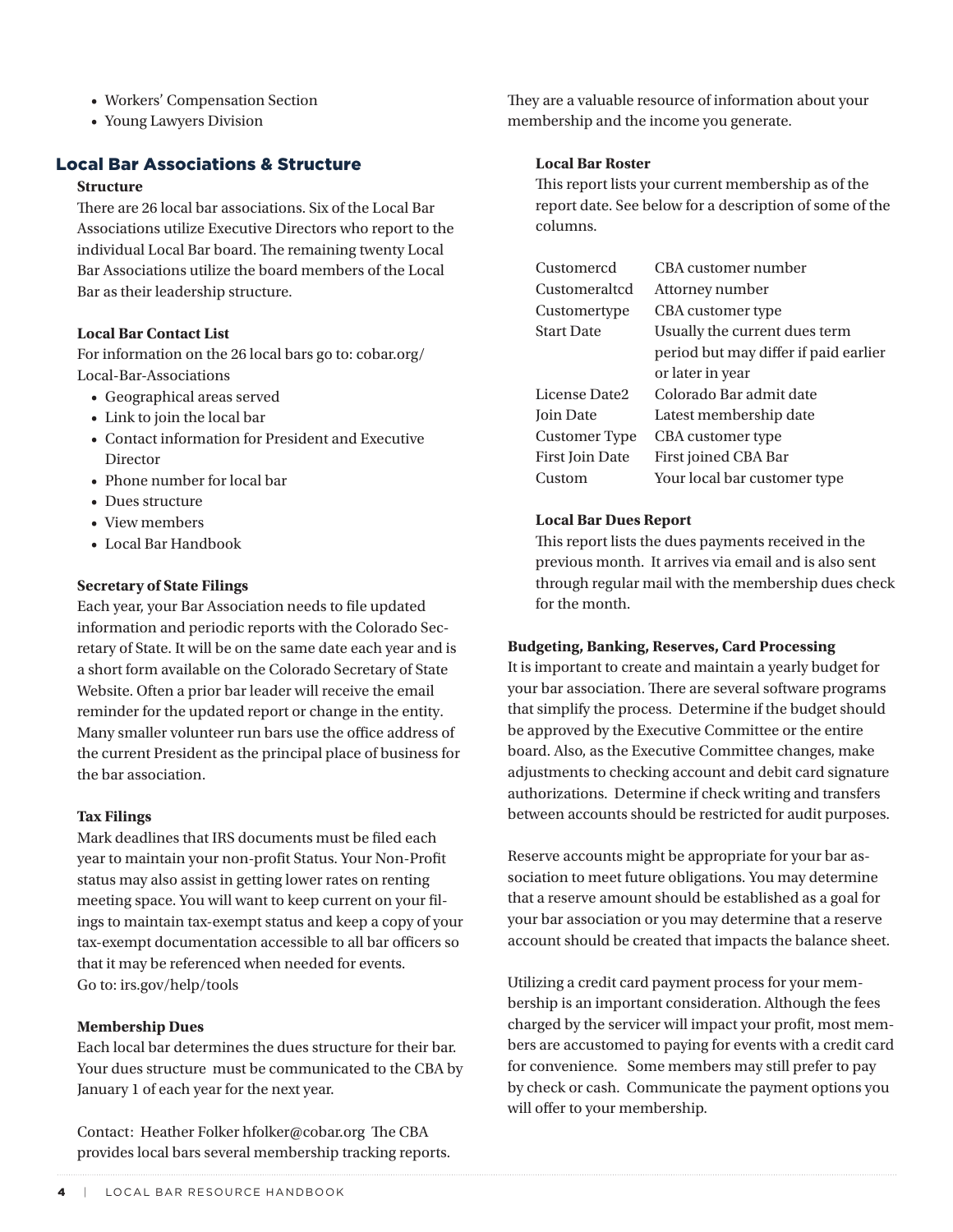- Workers' Compensation Section
- Young Lawyers Division

## Local Bar Associations & Structure

**Structure**

There are 26 local bar associations. Six of the Local Bar Associations utilize Executive Directors who report to the individual Local Bar board. The remaining twenty Local Bar Associations utilize the board members of the Local Bar as their leadership structure.

**Local Bar Contact List**

For information on the 26 local bars go to: cobar.org/Local-Bar-Associations

- Geographical areas served
- Link to join the local bar
- Contact information for President and Executive Director
- Phone number for local bar
- Dues structure
- View members
- Local Bar Handbook

**Secretary of State Filings**

Each year, your Bar Association needs to file updated information and periodic reports with the Colorado Secretary of State. It will be on the same date each year and is a short form available on the Colorado Secretary of State Website. Often a prior bar leader will receive the email reminder for the updated report or change in the entity. Many smaller volunteer run bars use the office address of the current President as the principal place of business for the bar association.

**Tax Filings**

Mark deadlines that IRS documents must be filed each year to maintain your non-profit Status. Your Non-Profit status may also assist in getting lower rates on renting meeting space. You will want to keep current on your filings to maintain tax-exempt status and keep a copy of your tax-exempt documentation accessible to all bar officers so that it may be referenced when needed for events.
Go to: irs.gov/help/tools

**Membership Dues**

Each local bar determines the dues structure for their bar. Your dues structure must be communicated to the CBA by January 1 of each year for the next year.

Contact: Heather Folker hfolker@cobar.org The CBA provides local bars several membership tracking reports. They are a valuable resource of information about your membership and the income you generate.

**Local Bar Roster**

This report lists your current membership as of the report date. See below for a description of some of the columns.

| Column | Description |
|---|---|
| Customercd | CBA customer number |
| Customeraltcd | Attorney number |
| Customertype | CBA customer type |
| Start Date | Usually the current dues term period but may differ if paid earlier or later in year |
| License Date2 | Colorado Bar admit date |
| Join Date | Latest membership date |
| Customer Type | CBA customer type |
| First Join Date | First joined CBA Bar |
| Custom | Your local bar customer type |

**Local Bar Dues Report**

This report lists the dues payments received in the previous month. It arrives via email and is also sent through regular mail with the membership dues check for the month.

**Budgeting, Banking, Reserves, Card Processing**

It is important to create and maintain a yearly budget for your bar association. There are several software programs that simplify the process. Determine if the budget should be approved by the Executive Committee or the entire board. Also, as the Executive Committee changes, make adjustments to checking account and debit card signature authorizations. Determine if check writing and transfers between accounts should be restricted for audit purposes.

Reserve accounts might be appropriate for your bar association to meet future obligations. You may determine that a reserve amount should be established as a goal for your bar association or you may determine that a reserve account should be created that impacts the balance sheet.

Utilizing a credit card payment process for your membership is an important consideration. Although the fees charged by the servicer will impact your profit, most members are accustomed to paying for events with a credit card for convenience. Some members may still prefer to pay by check or cash. Communicate the payment options you will offer to your membership.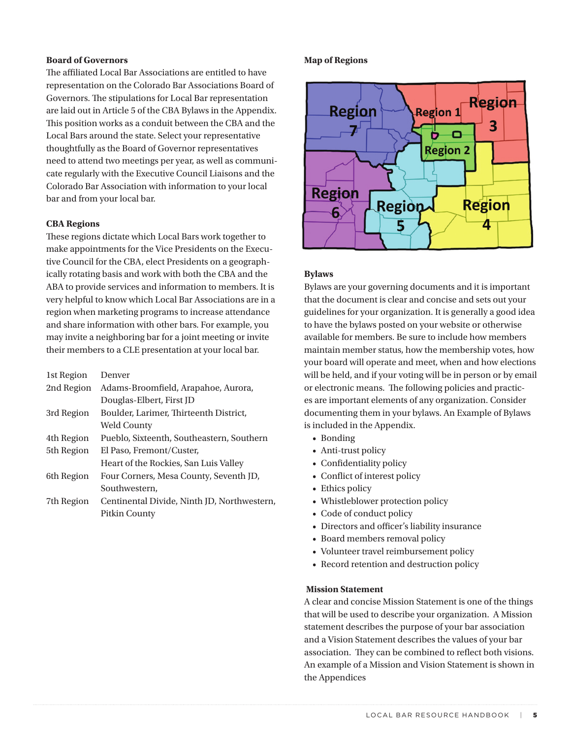### Board of Governors

The affiliated Local Bar Associations are entitled to have representation on the Colorado Bar Associations Board of Governors. The stipulations for Local Bar representation are laid out in Article 5 of the CBA Bylaws in the Appendix. This position works as a conduit between the CBA and the Local Bars around the state. Select your representative thoughtfully as the Board of Governor representatives need to attend two meetings per year, as well as communicate regularly with the Executive Council Liaisons and the Colorado Bar Association with information to your local bar and from your local bar.

### CBA Regions

These regions dictate which Local Bars work together to make appointments for the Vice Presidents on the Executive Council for the CBA, elect Presidents on a geographically rotating basis and work with both the CBA and the ABA to provide services and information to members. It is very helpful to know which Local Bar Associations are in a region when marketing programs to increase attendance and share information with other bars. For example, you may invite a neighboring bar for a joint meeting or invite their members to a CLE presentation at your local bar.

| | |
|---|---|
| 1st Region | Denver |
| 2nd Region | Adams-Broomfield, Arapahoe, Aurora, Douglas-Elbert, First JD |
| 3rd Region | Boulder, Larimer, Thirteenth District, Weld County |
| 4th Region | Pueblo, Sixteenth, Southeastern, Southern |
| 5th Region | El Paso, Fremont/Custer, Heart of the Rockies, San Luis Valley |
| 6th Region | Four Corners, Mesa County, Seventh JD, Southwestern, |
| 7th Region | Centinental Divide, Ninth JD, Northwestern, Pitkin County |

### Map of Regions

Region 7, Region 1, Region 3, Region 2, Region 6, Region 5, Region 4

### Bylaws

Bylaws are your governing documents and it is important that the document is clear and concise and sets out your guidelines for your organization. It is generally a good idea to have the bylaws posted on your website or otherwise available for members. Be sure to include how members maintain member status, how the membership votes, how your board will operate and meet, when and how elections will be held, and if your voting will be in person or by email or electronic means. The following policies and practices are important elements of any organization. Consider documenting them in your bylaws. An Example of Bylaws is included in the Appendix.

- Bonding
- Anti-trust policy
- Confidentiality policy
- Conflict of interest policy
- Ethics policy
- Whistleblower protection policy
- Code of conduct policy
- Directors and officer's liability insurance
- Board members removal policy
- Volunteer travel reimbursement policy
- Record retention and destruction policy

### Mission Statement

A clear and concise Mission Statement is one of the things that will be used to describe your organization. A Mission statement describes the purpose of your bar association and a Vision Statement describes the values of your bar association. They can be combined to reflect both visions. An example of a Mission and Vision Statement is shown in the Appendices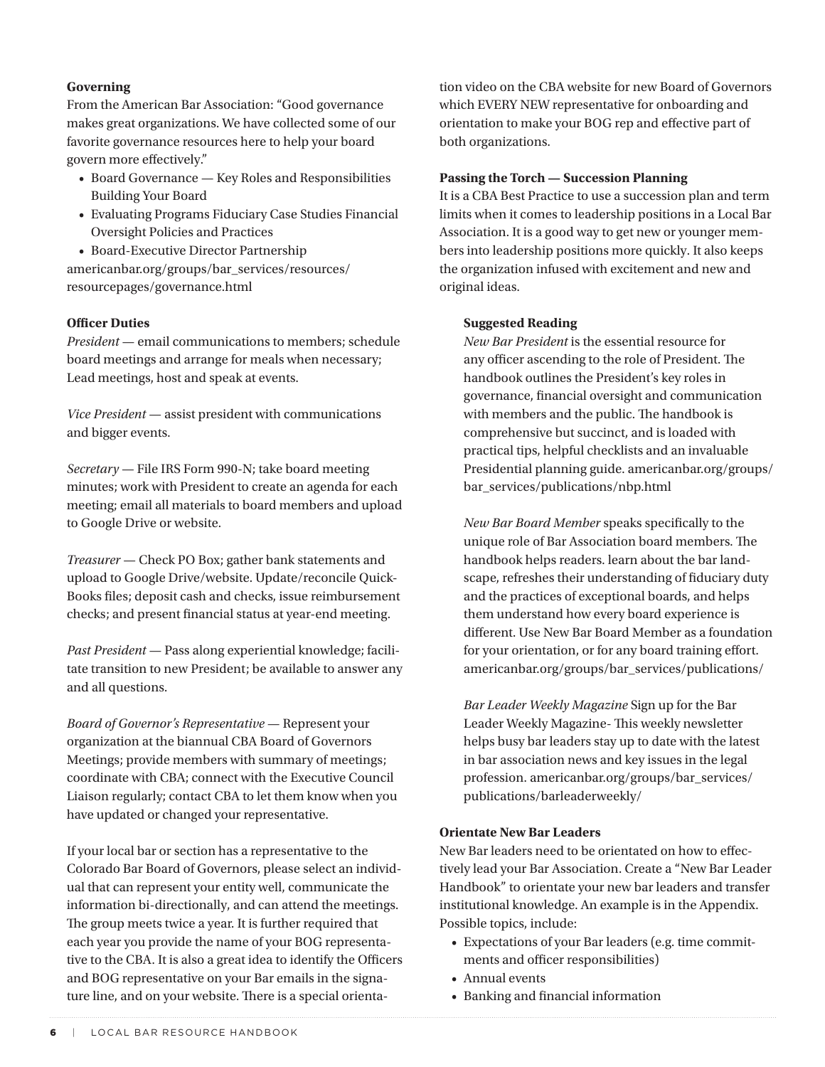**Governing**

From the American Bar Association: "Good governance makes great organizations. We have collected some of our favorite governance resources here to help your board govern more effectively."

- Board Governance — Key Roles and Responsibilities Building Your Board
- Evaluating Programs Fiduciary Case Studies Financial Oversight Policies and Practices
- Board-Executive Director Partnership

americanbar.org/groups/bar_services/resources/resourcepages/governance.html

**Officer Duties**

*President* — email communications to members; schedule board meetings and arrange for meals when necessary; Lead meetings, host and speak at events.

*Vice President* — assist president with communications and bigger events.

*Secretary* — File IRS Form 990-N; take board meeting minutes; work with President to create an agenda for each meeting; email all materials to board members and upload to Google Drive or website.

*Treasurer* — Check PO Box; gather bank statements and upload to Google Drive/website. Update/reconcile QuickBooks files; deposit cash and checks, issue reimbursement checks; and present financial status at year-end meeting.

*Past President* — Pass along experiential knowledge; facilitate transition to new President; be available to answer any and all questions.

*Board of Governor's Representative* — Represent your organization at the biannual CBA Board of Governors Meetings; provide members with summary of meetings; coordinate with CBA; connect with the Executive Council Liaison regularly; contact CBA to let them know when you have updated or changed your representative.

If your local bar or section has a representative to the Colorado Bar Board of Governors, please select an individual that can represent your entity well, communicate the information bi-directionally, and can attend the meetings. The group meets twice a year. It is further required that each year you provide the name of your BOG representative to the CBA. It is also a great idea to identify the Officers and BOG representative on your Bar emails in the signature line, and on your website. There is a special orientation video on the CBA website for new Board of Governors which EVERY NEW representative for onboarding and orientation to make your BOG rep and effective part of both organizations.

**Passing the Torch — Succession Planning**

It is a CBA Best Practice to use a succession plan and term limits when it comes to leadership positions in a Local Bar Association. It is a good way to get new or younger members into leadership positions more quickly. It also keeps the organization infused with excitement and new and original ideas.

**Suggested Reading**

*New Bar President* is the essential resource for any officer ascending to the role of President. The handbook outlines the President's key roles in governance, financial oversight and communication with members and the public. The handbook is comprehensive but succinct, and is loaded with practical tips, helpful checklists and an invaluable Presidential planning guide. americanbar.org/groups/bar_services/publications/nbp.html

*New Bar Board Member* speaks specifically to the unique role of Bar Association board members. The handbook helps readers. learn about the bar landscape, refreshes their understanding of fiduciary duty and the practices of exceptional boards, and helps them understand how every board experience is different. Use New Bar Board Member as a foundation for your orientation, or for any board training effort. americanbar.org/groups/bar_services/publications/

*Bar Leader Weekly Magazine* Sign up for the Bar Leader Weekly Magazine- This weekly newsletter helps busy bar leaders stay up to date with the latest in bar association news and key issues in the legal profession. americanbar.org/groups/bar_services/publications/barleaderweekly/

**Orientate New Bar Leaders**

New Bar leaders need to be orientated on how to effectively lead your Bar Association. Create a "New Bar Leader Handbook" to orientate your new bar leaders and transfer institutional knowledge. An example is in the Appendix. Possible topics, include:

- Expectations of your Bar leaders (e.g. time commitments and officer responsibilities)
- Annual events
- Banking and financial information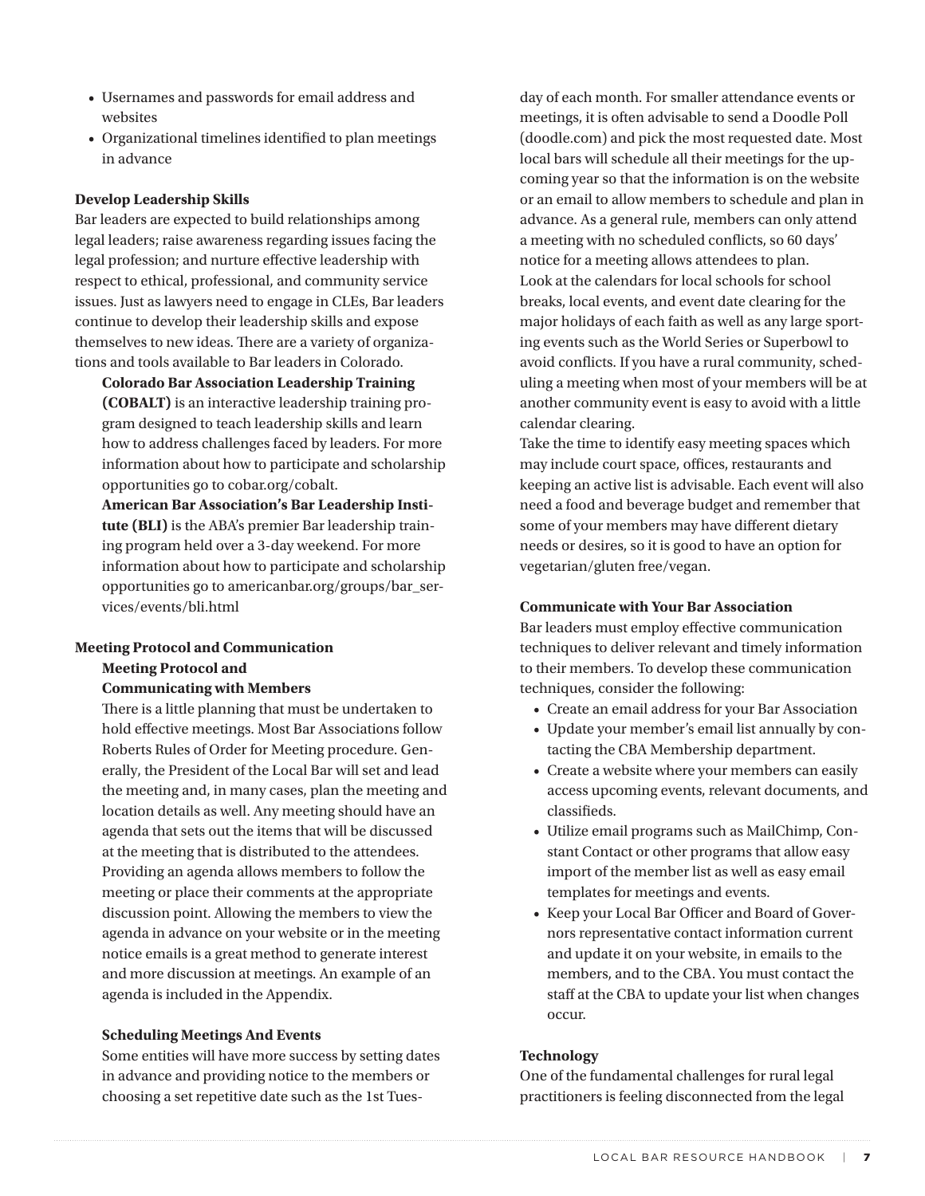- Usernames and passwords for email address and websites
- Organizational timelines identified to plan meetings in advance

### Develop Leadership Skills

Bar leaders are expected to build relationships among legal leaders; raise awareness regarding issues facing the legal profession; and nurture effective leadership with respect to ethical, professional, and community service issues. Just as lawyers need to engage in CLEs, Bar leaders continue to develop their leadership skills and expose themselves to new ideas. There are a variety of organizations and tools available to Bar leaders in Colorado.

**Colorado Bar Association Leadership Training (COBALT)** is an interactive leadership training program designed to teach leadership skills and learn how to address challenges faced by leaders. For more information about how to participate and scholarship opportunities go to cobar.org/cobalt.

**American Bar Association's Bar Leadership Institute (BLI)** is the ABA's premier Bar leadership training program held over a 3-day weekend. For more information about how to participate and scholarship opportunities go to americanbar.org/groups/bar_services/events/bli.html

### Meeting Protocol and Communication

#### Meeting Protocol and Communicating with Members

There is a little planning that must be undertaken to hold effective meetings. Most Bar Associations follow Roberts Rules of Order for Meeting procedure. Generally, the President of the Local Bar will set and lead the meeting and, in many cases, plan the meeting and location details as well. Any meeting should have an agenda that sets out the items that will be discussed at the meeting that is distributed to the attendees. Providing an agenda allows members to follow the meeting or place their comments at the appropriate discussion point. Allowing the members to view the agenda in advance on your website or in the meeting notice emails is a great method to generate interest and more discussion at meetings. An example of an agenda is included in the Appendix.

#### Scheduling Meetings And Events

Some entities will have more success by setting dates in advance and providing notice to the members or choosing a set repetitive date such as the 1st Tuesday of each month. For smaller attendance events or meetings, it is often advisable to send a Doodle Poll (doodle.com) and pick the most requested date. Most local bars will schedule all their meetings for the upcoming year so that the information is on the website or an email to allow members to schedule and plan in advance. As a general rule, members can only attend a meeting with no scheduled conflicts, so 60 days' notice for a meeting allows attendees to plan.

Look at the calendars for local schools for school breaks, local events, and event date clearing for the major holidays of each faith as well as any large sporting events such as the World Series or Superbowl to avoid conflicts. If you have a rural community, scheduling a meeting when most of your members will be at another community event is easy to avoid with a little calendar clearing.

Take the time to identify easy meeting spaces which may include court space, offices, restaurants and keeping an active list is advisable. Each event will also need a food and beverage budget and remember that some of your members may have different dietary needs or desires, so it is good to have an option for vegetarian/gluten free/vegan.

### Communicate with Your Bar Association

Bar leaders must employ effective communication techniques to deliver relevant and timely information to their members. To develop these communication techniques, consider the following:

- Create an email address for your Bar Association
- Update your member's email list annually by contacting the CBA Membership department.
- Create a website where your members can easily access upcoming events, relevant documents, and classifieds.
- Utilize email programs such as MailChimp, Constant Contact or other programs that allow easy import of the member list as well as easy email templates for meetings and events.
- Keep your Local Bar Officer and Board of Governors representative contact information current and update it on your website, in emails to the members, and to the CBA. You must contact the staff at the CBA to update your list when changes occur.

### Technology

One of the fundamental challenges for rural legal practitioners is feeling disconnected from the legal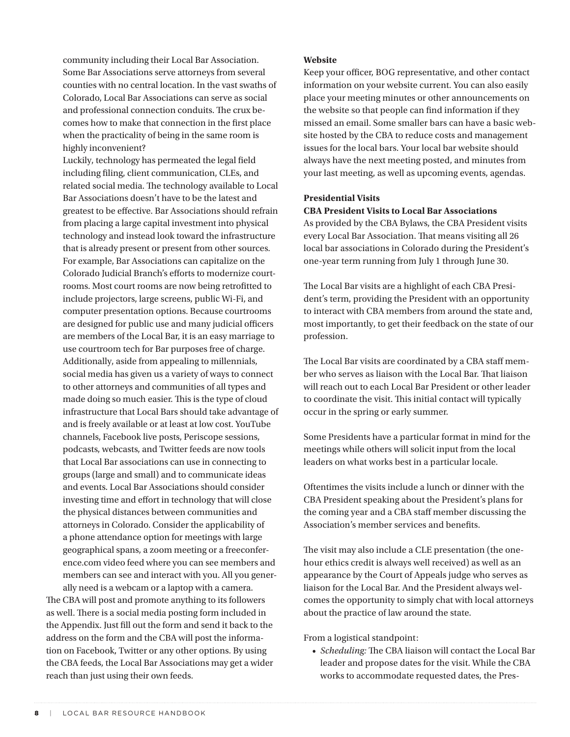community including their Local Bar Association. Some Bar Associations serve attorneys from several counties with no central location. In the vast swaths of Colorado, Local Bar Associations can serve as social and professional connection conduits. The crux becomes how to make that connection in the first place when the practicality of being in the same room is highly inconvenient?

Luckily, technology has permeated the legal field including filing, client communication, CLEs, and related social media. The technology available to Local Bar Associations doesn't have to be the latest and greatest to be effective. Bar Associations should refrain from placing a large capital investment into physical technology and instead look toward the infrastructure that is already present or present from other sources. For example, Bar Associations can capitalize on the Colorado Judicial Branch's efforts to modernize courtrooms. Most court rooms are now being retrofitted to include projectors, large screens, public Wi-Fi, and computer presentation options. Because courtrooms are designed for public use and many judicial officers are members of the Local Bar, it is an easy marriage to use courtroom tech for Bar purposes free of charge. Additionally, aside from appealing to millennials, social media has given us a variety of ways to connect to other attorneys and communities of all types and made doing so much easier. This is the type of cloud infrastructure that Local Bars should take advantage of and is freely available or at least at low cost. YouTube channels, Facebook live posts, Periscope sessions, podcasts, webcasts, and Twitter feeds are now tools that Local Bar associations can use in connecting to groups (large and small) and to communicate ideas and events. Local Bar Associations should consider investing time and effort in technology that will close the physical distances between communities and attorneys in Colorado. Consider the applicability of a phone attendance option for meetings with large geographical spans, a zoom meeting or a freeconference.com video feed where you can see members and members can see and interact with you. All you generally need is a webcam or a laptop with a camera.

The CBA will post and promote anything to its followers as well. There is a social media posting form included in the Appendix. Just fill out the form and send it back to the address on the form and the CBA will post the information on Facebook, Twitter or any other options. By using the CBA feeds, the Local Bar Associations may get a wider reach than just using their own feeds.

**Website**

Keep your officer, BOG representative, and other contact information on your website current. You can also easily place your meeting minutes or other announcements on the website so that people can find information if they missed an email. Some smaller bars can have a basic website hosted by the CBA to reduce costs and management issues for the local bars. Your local bar website should always have the next meeting posted, and minutes from your last meeting, as well as upcoming events, agendas.

**Presidential Visits**

**CBA President Visits to Local Bar Associations**

As provided by the CBA Bylaws, the CBA President visits every Local Bar Association. That means visiting all 26 local bar associations in Colorado during the President's one-year term running from July 1 through June 30.

The Local Bar visits are a highlight of each CBA President's term, providing the President with an opportunity to interact with CBA members from around the state and, most importantly, to get their feedback on the state of our profession.

The Local Bar visits are coordinated by a CBA staff member who serves as liaison with the Local Bar. That liaison will reach out to each Local Bar President or other leader to coordinate the visit. This initial contact will typically occur in the spring or early summer.

Some Presidents have a particular format in mind for the meetings while others will solicit input from the local leaders on what works best in a particular locale.

Oftentimes the visits include a lunch or dinner with the CBA President speaking about the President's plans for the coming year and a CBA staff member discussing the Association's member services and benefits.

The visit may also include a CLE presentation (the one-hour ethics credit is always well received) as well as an appearance by the Court of Appeals judge who serves as liaison for the Local Bar. And the President always welcomes the opportunity to simply chat with local attorneys about the practice of law around the state.

From a logistical standpoint:

- *Scheduling:* The CBA liaison will contact the Local Bar leader and propose dates for the visit. While the CBA works to accommodate requested dates, the Pres-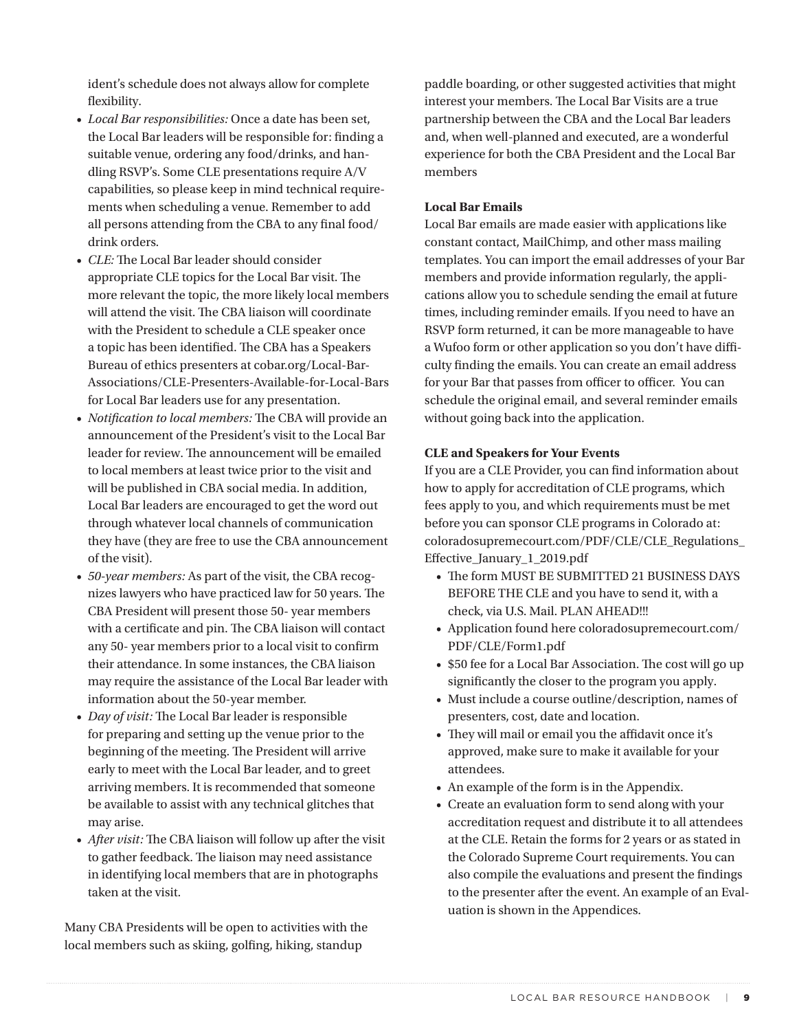ident's schedule does not always allow for complete flexibility.

- *Local Bar responsibilities:* Once a date has been set, the Local Bar leaders will be responsible for: finding a suitable venue, ordering any food/drinks, and handling RSVP's. Some CLE presentations require A/V capabilities, so please keep in mind technical requirements when scheduling a venue. Remember to add all persons attending from the CBA to any final food/drink orders.
- *CLE:* The Local Bar leader should consider appropriate CLE topics for the Local Bar visit. The more relevant the topic, the more likely local members will attend the visit. The CBA liaison will coordinate with the President to schedule a CLE speaker once a topic has been identified. The CBA has a Speakers Bureau of ethics presenters at cobar.org/Local-Bar-Associations/CLE-Presenters-Available-for-Local-Bars for Local Bar leaders use for any presentation.
- *Notification to local members:* The CBA will provide an announcement of the President's visit to the Local Bar leader for review. The announcement will be emailed to local members at least twice prior to the visit and will be published in CBA social media. In addition, Local Bar leaders are encouraged to get the word out through whatever local channels of communication they have (they are free to use the CBA announcement of the visit).
- *50-year members:* As part of the visit, the CBA recognizes lawyers who have practiced law for 50 years. The CBA President will present those 50- year members with a certificate and pin. The CBA liaison will contact any 50- year members prior to a local visit to confirm their attendance. In some instances, the CBA liaison may require the assistance of the Local Bar leader with information about the 50-year member.
- *Day of visit:* The Local Bar leader is responsible for preparing and setting up the venue prior to the beginning of the meeting. The President will arrive early to meet with the Local Bar leader, and to greet arriving members. It is recommended that someone be available to assist with any technical glitches that may arise.
- *After visit:* The CBA liaison will follow up after the visit to gather feedback. The liaison may need assistance in identifying local members that are in photographs taken at the visit.

Many CBA Presidents will be open to activities with the local members such as skiing, golfing, hiking, standup paddle boarding, or other suggested activities that might interest your members. The Local Bar Visits are a true partnership between the CBA and the Local Bar leaders and, when well-planned and executed, are a wonderful experience for both the CBA President and the Local Bar members

**Local Bar Emails**

Local Bar emails are made easier with applications like constant contact, MailChimp, and other mass mailing templates. You can import the email addresses of your Bar members and provide information regularly, the applications allow you to schedule sending the email at future times, including reminder emails. If you need to have an RSVP form returned, it can be more manageable to have a Wufoo form or other application so you don't have difficulty finding the emails. You can create an email address for your Bar that passes from officer to officer. You can schedule the original email, and several reminder emails without going back into the application.

**CLE and Speakers for Your Events**

If you are a CLE Provider, you can find information about how to apply for accreditation of CLE programs, which fees apply to you, and which requirements must be met before you can sponsor CLE programs in Colorado at: coloradosupremecourt.com/PDF/CLE/CLE_Regulations_Effective_January_1_2019.pdf

- The form MUST BE SUBMITTED 21 BUSINESS DAYS BEFORE THE CLE and you have to send it, with a check, via U.S. Mail. PLAN AHEAD!!!
- Application found here coloradosupremecourt.com/PDF/CLE/Form1.pdf
- $50 fee for a Local Bar Association. The cost will go up significantly the closer to the program you apply.
- Must include a course outline/description, names of presenters, cost, date and location.
- They will mail or email you the affidavit once it's approved, make sure to make it available for your attendees.
- An example of the form is in the Appendix.
- Create an evaluation form to send along with your accreditation request and distribute it to all attendees at the CLE. Retain the forms for 2 years or as stated in the Colorado Supreme Court requirements. You can also compile the evaluations and present the findings to the presenter after the event. An example of an Evaluation is shown in the Appendices.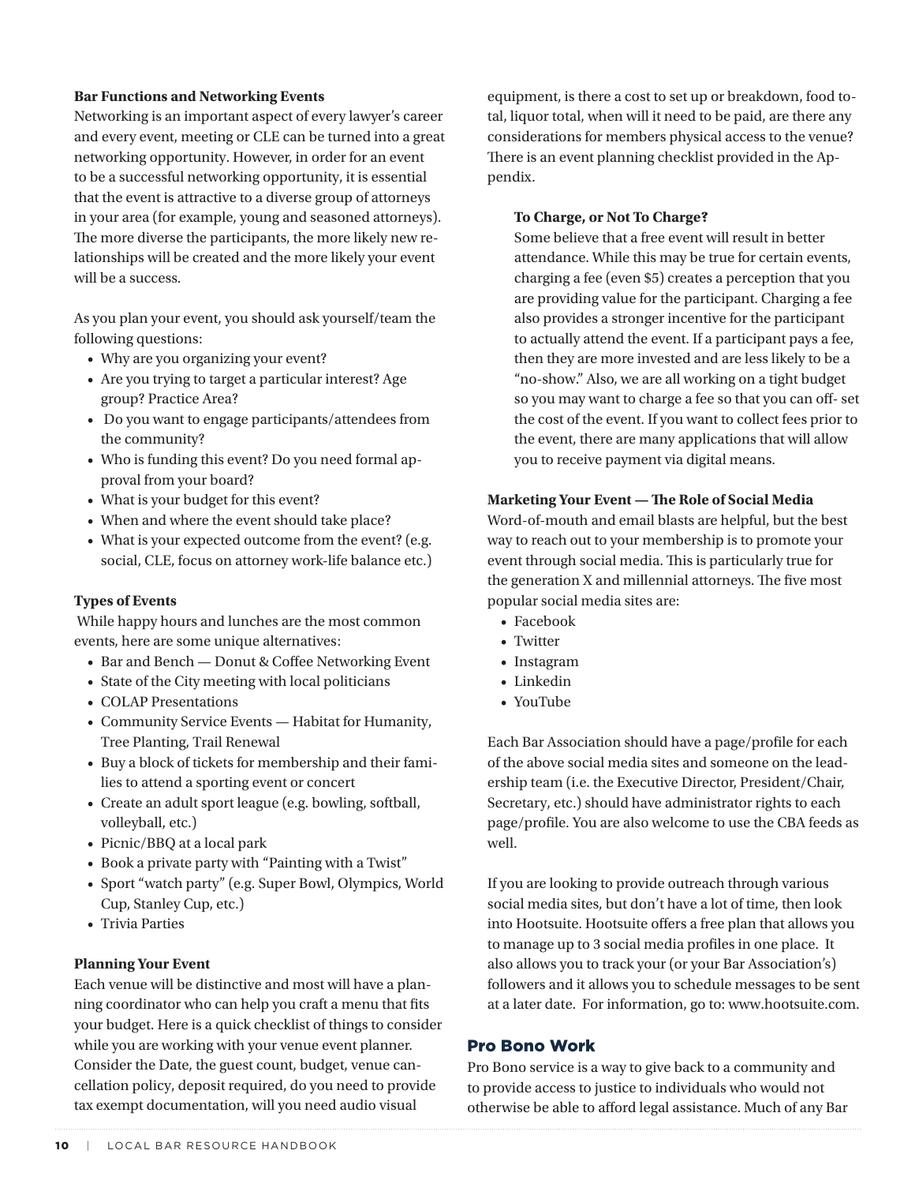**Bar Functions and Networking Events**

Networking is an important aspect of every lawyer's career and every event, meeting or CLE can be turned into a great networking opportunity. However, in order for an event to be a successful networking opportunity, it is essential that the event is attractive to a diverse group of attorneys in your area (for example, young and seasoned attorneys). The more diverse the participants, the more likely new relationships will be created and the more likely your event will be a success.

As you plan your event, you should ask yourself/team the following questions:

- Why are you organizing your event?
- Are you trying to target a particular interest? Age group? Practice Area?
- Do you want to engage participants/attendees from the community?
- Who is funding this event? Do you need formal approval from your board?
- What is your budget for this event?
- When and where the event should take place?
- What is your expected outcome from the event? (e.g. social, CLE, focus on attorney work-life balance etc.)

**Types of Events**

While happy hours and lunches are the most common events, here are some unique alternatives:

- Bar and Bench — Donut & Coffee Networking Event
- State of the City meeting with local politicians
- COLAP Presentations
- Community Service Events — Habitat for Humanity, Tree Planting, Trail Renewal
- Buy a block of tickets for membership and their families to attend a sporting event or concert
- Create an adult sport league (e.g. bowling, softball, volleyball, etc.)
- Picnic/BBQ at a local park
- Book a private party with "Painting with a Twist"
- Sport "watch party" (e.g. Super Bowl, Olympics, World Cup, Stanley Cup, etc.)
- Trivia Parties

**Planning Your Event**

Each venue will be distinctive and most will have a planning coordinator who can help you craft a menu that fits your budget. Here is a quick checklist of things to consider while you are working with your venue event planner. Consider the Date, the guest count, budget, venue cancellation policy, deposit required, do you need to provide tax exempt documentation, will you need audio visual equipment, is there a cost to set up or breakdown, food total, liquor total, when will it need to be paid, are there any considerations for members physical access to the venue? There is an event planning checklist provided in the Appendix.

**To Charge, or Not To Charge?**

Some believe that a free event will result in better attendance. While this may be true for certain events, charging a fee (even $5) creates a perception that you are providing value for the participant. Charging a fee also provides a stronger incentive for the participant to actually attend the event. If a participant pays a fee, then they are more invested and are less likely to be a "no-show." Also, we are all working on a tight budget so you may want to charge a fee so that you can off- set the cost of the event. If you want to collect fees prior to the event, there are many applications that will allow you to receive payment via digital means.

**Marketing Your Event — The Role of Social Media**

Word-of-mouth and email blasts are helpful, but the best way to reach out to your membership is to promote your event through social media. This is particularly true for the generation X and millennial attorneys. The five most popular social media sites are:

- Facebook
- Twitter
- Instagram
- Linkedin
- YouTube

Each Bar Association should have a page/profile for each of the above social media sites and someone on the leadership team (i.e. the Executive Director, President/Chair, Secretary, etc.) should have administrator rights to each page/profile. You are also welcome to use the CBA feeds as well.

If you are looking to provide outreach through various social media sites, but don't have a lot of time, then look into Hootsuite. Hootsuite offers a free plan that allows you to manage up to 3 social media profiles in one place. It also allows you to track your (or your Bar Association's) followers and it allows you to schedule messages to be sent at a later date. For information, go to: www.hootsuite.com.

## Pro Bono Work

Pro Bono service is a way to give back to a community and to provide access to justice to individuals who would not otherwise be able to afford legal assistance. Much of any Bar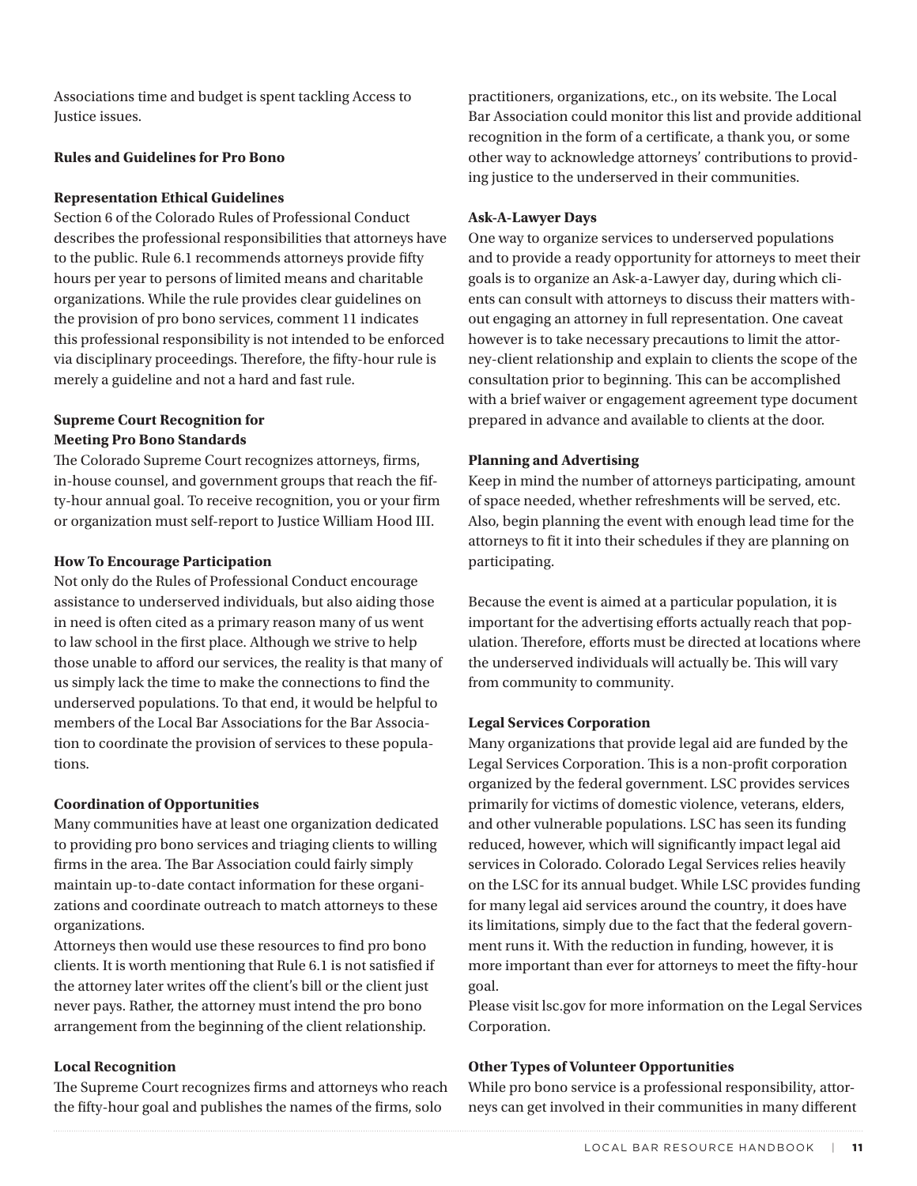Associations time and budget is spent tackling Access to Justice issues.

**Rules and Guidelines for Pro Bono**

**Representation Ethical Guidelines**

Section 6 of the Colorado Rules of Professional Conduct describes the professional responsibilities that attorneys have to the public. Rule 6.1 recommends attorneys provide fifty hours per year to persons of limited means and charitable organizations. While the rule provides clear guidelines on the provision of pro bono services, comment 11 indicates this professional responsibility is not intended to be enforced via disciplinary proceedings. Therefore, the fifty-hour rule is merely a guideline and not a hard and fast rule.

**Supreme Court Recognition for Meeting Pro Bono Standards**

The Colorado Supreme Court recognizes attorneys, firms, in-house counsel, and government groups that reach the fifty-hour annual goal. To receive recognition, you or your firm or organization must self-report to Justice William Hood III.

**How To Encourage Participation**

Not only do the Rules of Professional Conduct encourage assistance to underserved individuals, but also aiding those in need is often cited as a primary reason many of us went to law school in the first place. Although we strive to help those unable to afford our services, the reality is that many of us simply lack the time to make the connections to find the underserved populations. To that end, it would be helpful to members of the Local Bar Associations for the Bar Association to coordinate the provision of services to these populations.

**Coordination of Opportunities**

Many communities have at least one organization dedicated to providing pro bono services and triaging clients to willing firms in the area. The Bar Association could fairly simply maintain up-to-date contact information for these organizations and coordinate outreach to match attorneys to these organizations.

Attorneys then would use these resources to find pro bono clients. It is worth mentioning that Rule 6.1 is not satisfied if the attorney later writes off the client's bill or the client just never pays. Rather, the attorney must intend the pro bono arrangement from the beginning of the client relationship.

**Local Recognition**

The Supreme Court recognizes firms and attorneys who reach the fifty-hour goal and publishes the names of the firms, solo practitioners, organizations, etc., on its website. The Local Bar Association could monitor this list and provide additional recognition in the form of a certificate, a thank you, or some other way to acknowledge attorneys' contributions to providing justice to the underserved in their communities.

**Ask-A-Lawyer Days**

One way to organize services to underserved populations and to provide a ready opportunity for attorneys to meet their goals is to organize an Ask-a-Lawyer day, during which clients can consult with attorneys to discuss their matters without engaging an attorney in full representation. One caveat however is to take necessary precautions to limit the attorney-client relationship and explain to clients the scope of the consultation prior to beginning. This can be accomplished with a brief waiver or engagement agreement type document prepared in advance and available to clients at the door.

**Planning and Advertising**

Keep in mind the number of attorneys participating, amount of space needed, whether refreshments will be served, etc. Also, begin planning the event with enough lead time for the attorneys to fit it into their schedules if they are planning on participating.

Because the event is aimed at a particular population, it is important for the advertising efforts actually reach that population. Therefore, efforts must be directed at locations where the underserved individuals will actually be. This will vary from community to community.

**Legal Services Corporation**

Many organizations that provide legal aid are funded by the Legal Services Corporation. This is a non-profit corporation organized by the federal government. LSC provides services primarily for victims of domestic violence, veterans, elders, and other vulnerable populations. LSC has seen its funding reduced, however, which will significantly impact legal aid services in Colorado. Colorado Legal Services relies heavily on the LSC for its annual budget. While LSC provides funding for many legal aid services around the country, it does have its limitations, simply due to the fact that the federal government runs it. With the reduction in funding, however, it is more important than ever for attorneys to meet the fifty-hour goal.

Please visit lsc.gov for more information on the Legal Services Corporation.

**Other Types of Volunteer Opportunities**

While pro bono service is a professional responsibility, attorneys can get involved in their communities in many different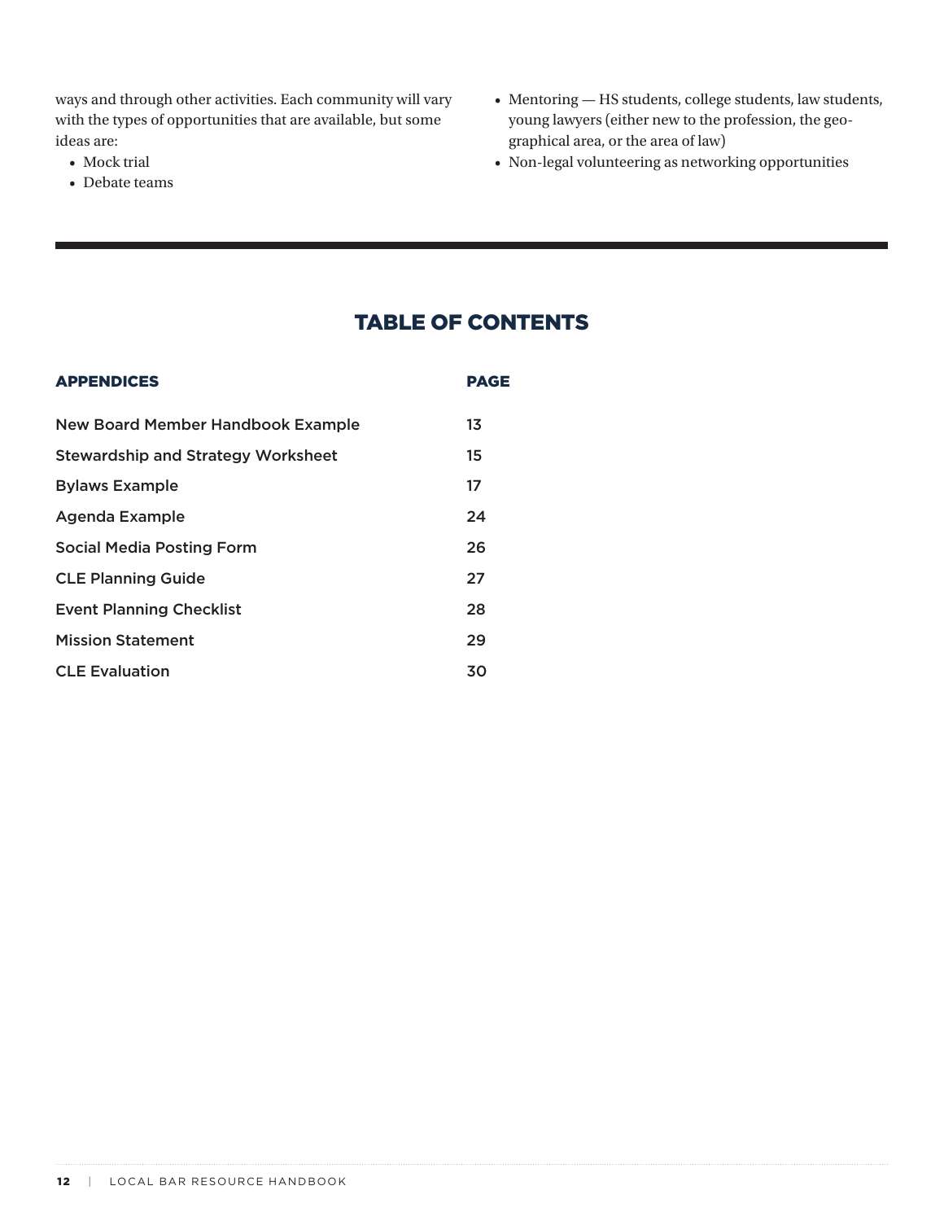ways and through other activities. Each community will vary with the types of opportunities that are available, but some ideas are:

- Mock trial
- Debate teams
- Mentoring — HS students, college students, law students, young lawyers (either new to the profession, the geographical area, or the area of law)
- Non-legal volunteering as networking opportunities

---

## TABLE OF CONTENTS

| APPENDICES | PAGE |
|---|---|
| New Board Member Handbook Example | 13 |
| Stewardship and Strategy Worksheet | 15 |
| Bylaws Example | 17 |
| Agenda Example | 24 |
| Social Media Posting Form | 26 |
| CLE Planning Guide | 27 |
| Event Planning Checklist | 28 |
| Mission Statement | 29 |
| CLE Evaluation | 30 |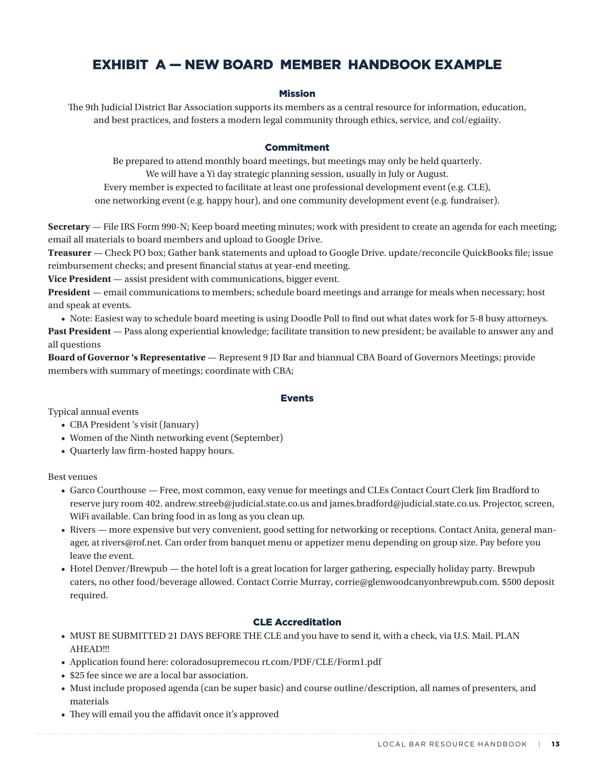# EXHIBIT A — NEW BOARD MEMBER HANDBOOK EXAMPLE

### Mission

The 9th Judicial District Bar Association supports its members as a central resource for information, education, and best practices, and fosters a modern legal community through ethics, service, and col/egiaiity.

### Commitment

Be prepared to attend monthly board meetings, but meetings may only be held quarterly.
We will have a Yi day strategic planning session, usually in July or August.
Every member is expected to facilitate at least one professional development event (e.g. CLE), one networking event (e.g. happy hour), and one community development event (e.g. fundraiser).

**Secretary** — File IRS Form 990-N; Keep board meeting minutes; work with president to create an agenda for each meeting; email all materials to board members and upload to Google Drive.
**Treasurer** — Check PO box; Gather bank statements and upload to Google Drive. update/reconcile QuickBooks file; issue reimbursement checks; and present financial status at year-end meeting.
**Vice President** — assist president with communications, bigger event.
**President** — email communications to members; schedule board meetings and arrange for meals when necessary; host and speak at events.

- Note: Easiest way to schedule board meeting is using Doodle Poll to find out what dates work for 5-8 busy attorneys.

**Past President** — Pass along experiential knowledge; facilitate transition to new president; be available to answer any and all questions
**Board of Governor 's Representative** — Represent 9 JD Bar and biannual CBA Board of Governors Meetings; provide members with summary of meetings; coordinate with CBA;

### Events

Typical annual events

- CBA President 's visit (January)
- Women of the Ninth networking event (September)
- Quarterly law firm-hosted happy hours.

Best venues

- Garco Courthouse — Free, most common, easy venue for meetings and CLEs Contact Court Clerk Jim Bradford to reserve jury room 402. andrew.streeb@judicial.state.co.us and james.bradford@judicial.state.co.us. Projector, screen, WiFi available. Can bring food in as long as you clean up.
- Rivers — more expensive but very convenient, good setting for networking or receptions. Contact Anita, general manager, at rivers@rof.net. Can order from banquet menu or appetizer menu depending on group size. Pay before you leave the event.
- Hotel Denver/Brewpub — the hotel loft is a great location for larger gathering, especially holiday party. Brewpub caters, no other food/beverage allowed. Contact Corrie Murray, corrie@glenwoodcanyonbrewpub.com. $500 deposit required.

### CLE Accreditation

- MUST BE SUBMITTED 21 DAYS BEFORE THE CLE and you have to send it, with a check, via U.S. Mail. PLAN AHEAD!!!
- Application found here: coloradosupremecou rt.com/PDF/CLE/Form1.pdf
- $25 fee since we are a local bar association.
- Must include proposed agenda (can be super basic) and course outline/description, all names of presenters, and materials
- They will email you the affidavit once it's approved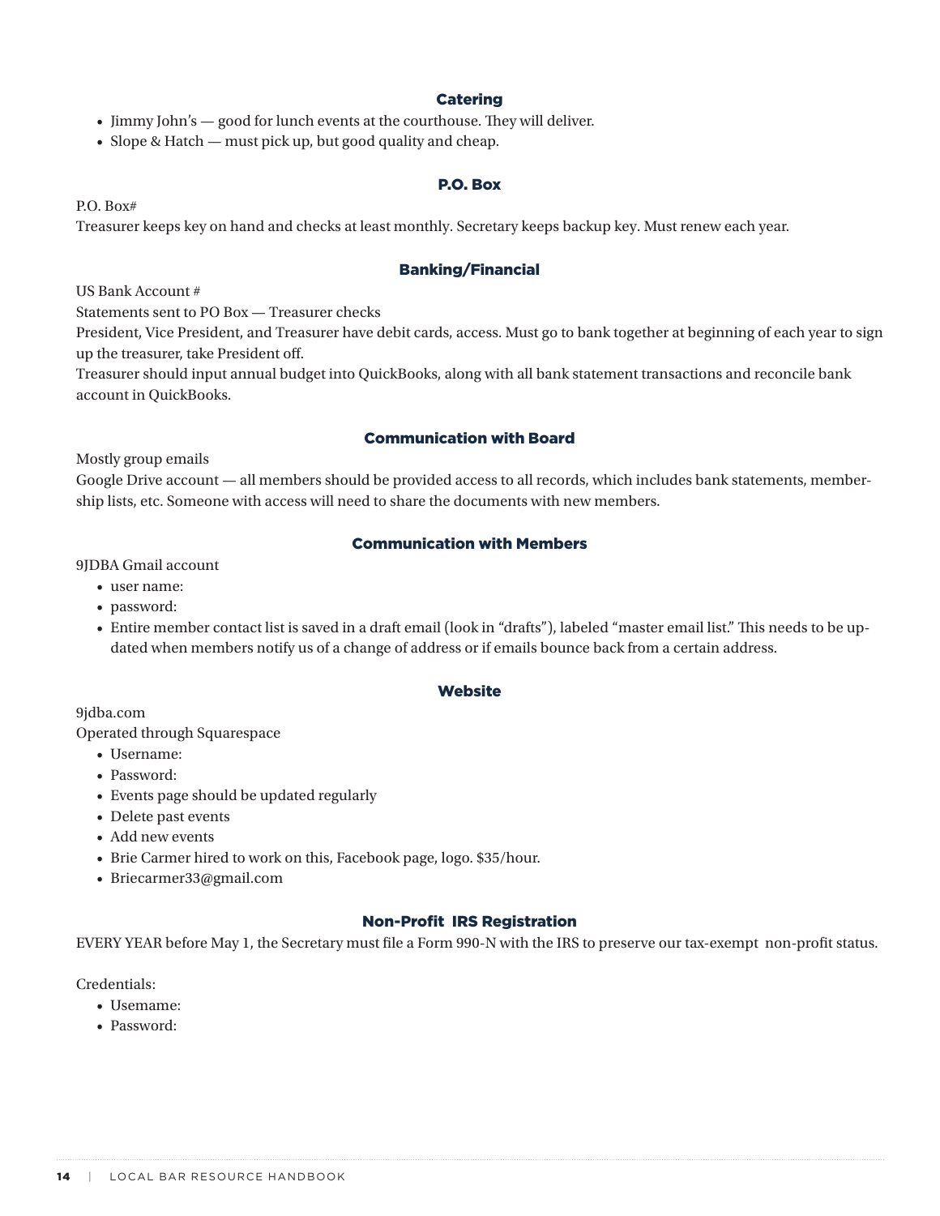## Catering

- Jimmy John's — good for lunch events at the courthouse. They will deliver.
- Slope & Hatch — must pick up, but good quality and cheap.

## P.O. Box

P.O. Box#

Treasurer keeps key on hand and checks at least monthly. Secretary keeps backup key. Must renew each year.

## Banking/Financial

US Bank Account #

Statements sent to PO Box — Treasurer checks

President, Vice President, and Treasurer have debit cards, access. Must go to bank together at beginning of each year to sign up the treasurer, take President off.

Treasurer should input annual budget into QuickBooks, along with all bank statement transactions and reconcile bank account in QuickBooks.

## Communication with Board

Mostly group emails

Google Drive account — all members should be provided access to all records, which includes bank statements, membership lists, etc. Someone with access will need to share the documents with new members.

## Communication with Members

9JDBA Gmail account

- user name:
- password:
- Entire member contact list is saved in a draft email (look in "drafts"), labeled "master email list." This needs to be updated when members notify us of a change of address or if emails bounce back from a certain address.

## Website

9jdba.com

Operated through Squarespace

- Username:
- Password:
- Events page should be updated regularly
- Delete past events
- Add new events
- Brie Carmer hired to work on this, Facebook page, logo. $35/hour.
- Briecarmer33@gmail.com

## Non-Profit IRS Registration

EVERY YEAR before May 1, the Secretary must file a Form 990-N with the IRS to preserve our tax-exempt non-profit status.

Credentials:

- Usemame:
- Password: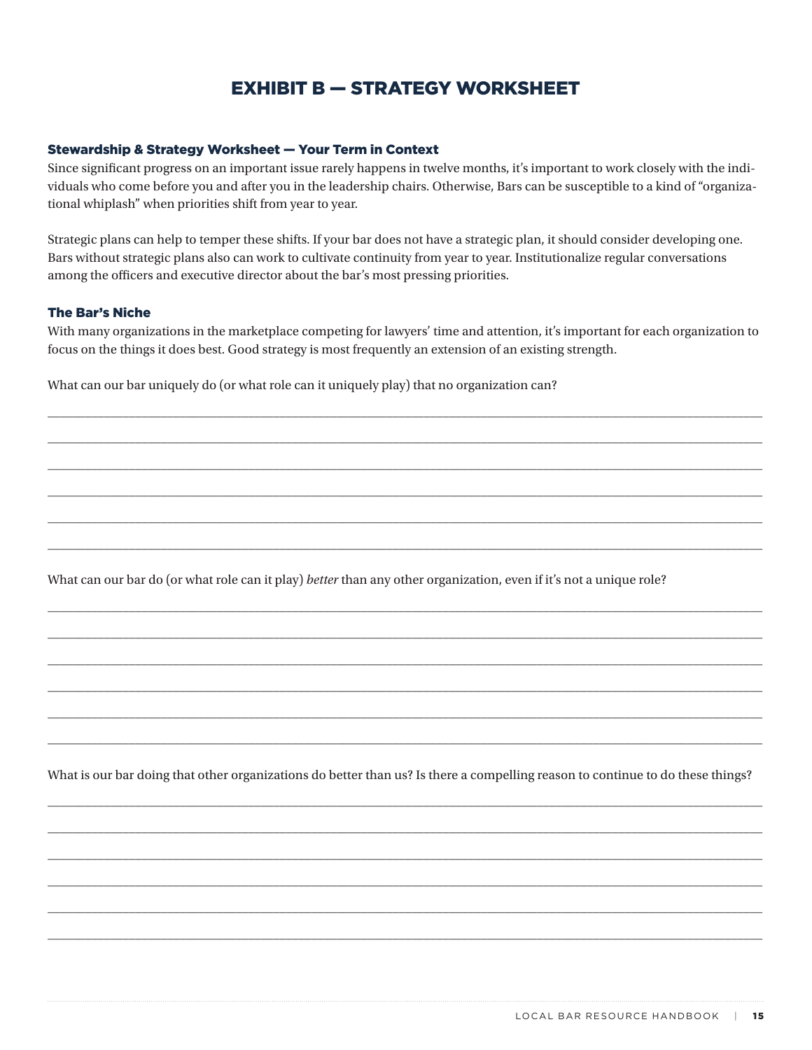# EXHIBIT B — STRATEGY WORKSHEET

### Stewardship & Strategy Worksheet — Your Term in Context

Since significant progress on an important issue rarely happens in twelve months, it's important to work closely with the individuals who come before you and after you in the leadership chairs. Otherwise, Bars can be susceptible to a kind of "organizational whiplash" when priorities shift from year to year.

Strategic plans can help to temper these shifts. If your bar does not have a strategic plan, it should consider developing one. Bars without strategic plans also can work to cultivate continuity from year to year. Institutionalize regular conversations among the officers and executive director about the bar's most pressing priorities.

### The Bar's Niche

With many organizations in the marketplace competing for lawyers' time and attention, it's important for each organization to focus on the things it does best. Good strategy is most frequently an extension of an existing strength.

What can our bar uniquely do (or what role can it uniquely play) that no organization can?

______________________________________________________________________

______________________________________________________________________

______________________________________________________________________

______________________________________________________________________

______________________________________________________________________

______________________________________________________________________

What can our bar do (or what role can it play) *better* than any other organization, even if it's not a unique role?

______________________________________________________________________

______________________________________________________________________

______________________________________________________________________

______________________________________________________________________

______________________________________________________________________

______________________________________________________________________

What is our bar doing that other organizations do better than us? Is there a compelling reason to continue to do these things?

______________________________________________________________________

______________________________________________________________________

______________________________________________________________________

______________________________________________________________________

______________________________________________________________________

______________________________________________________________________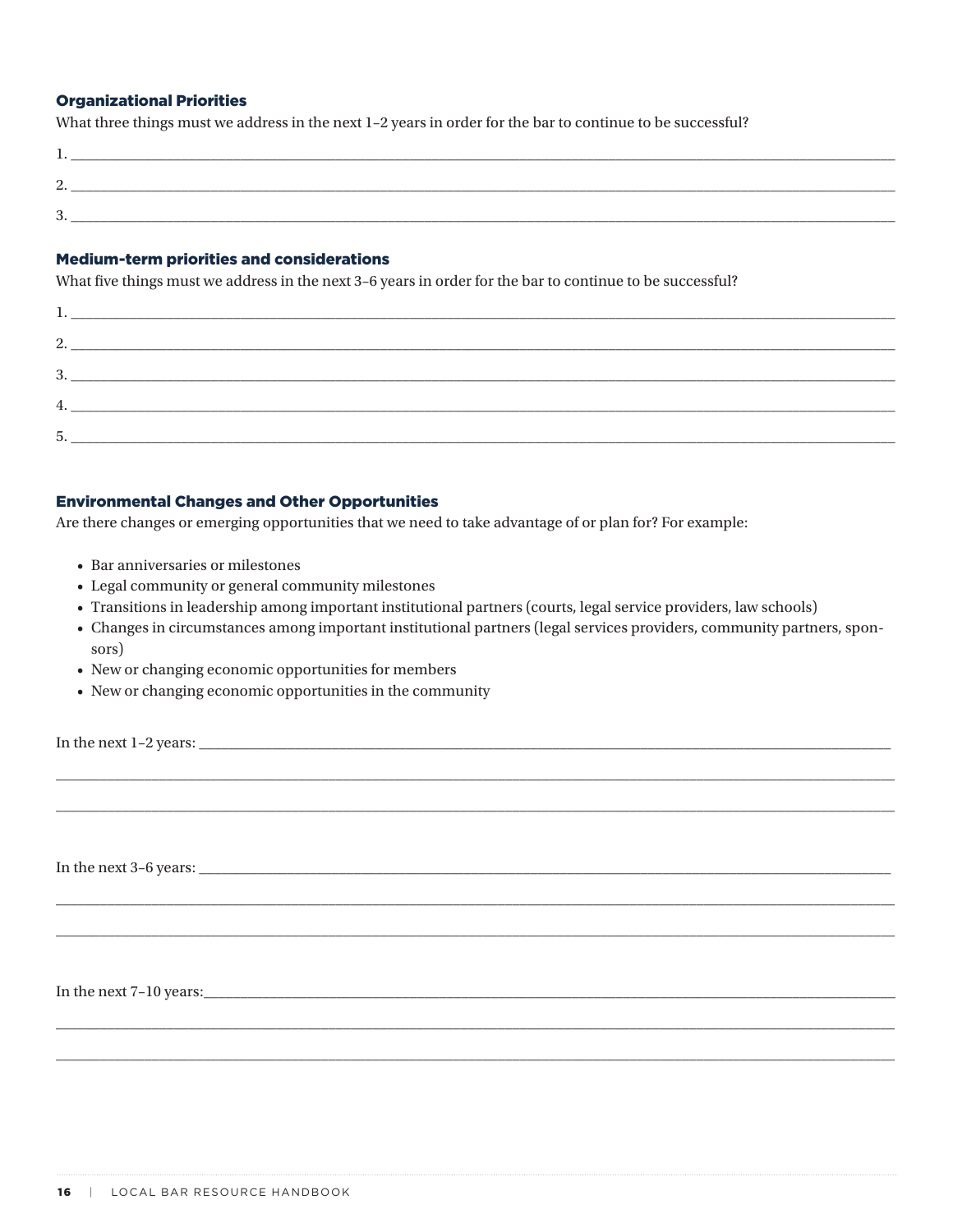### Organizational Priorities

What three things must we address in the next 1–2 years in order for the bar to continue to be successful?

1. ______________________________________________________________________________
2. ______________________________________________________________________________
3. ______________________________________________________________________________

### Medium-term priorities and considerations

What five things must we address in the next 3–6 years in order for the bar to continue to be successful?

1. ______________________________________________________________________________
2. ______________________________________________________________________________
3. ______________________________________________________________________________
4. ______________________________________________________________________________
5. ______________________________________________________________________________

### Environmental Changes and Other Opportunities

Are there changes or emerging opportunities that we need to take advantage of or plan for? For example:

- Bar anniversaries or milestones
- Legal community or general community milestones
- Transitions in leadership among important institutional partners (courts, legal service providers, law schools)
- Changes in circumstances among important institutional partners (legal services providers, community partners, sponsors)
- New or changing economic opportunities for members
- New or changing economic opportunities in the community

In the next 1–2 years: ______________________________________________________________________________

______________________________________________________________________________

______________________________________________________________________________

In the next 3–6 years: ______________________________________________________________________________

______________________________________________________________________________

______________________________________________________________________________

In the next 7–10 years: ______________________________________________________________________________

______________________________________________________________________________

______________________________________________________________________________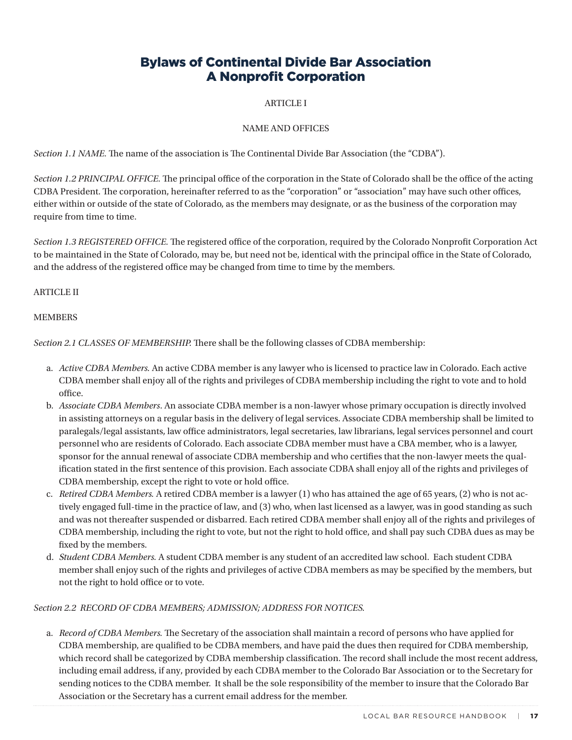# Bylaws of Continental Divide Bar Association A Nonprofit Corporation

ARTICLE I

NAME AND OFFICES

*Section 1.1 NAME.* The name of the association is The Continental Divide Bar Association (the "CDBA").

*Section 1.2 PRINCIPAL OFFICE.* The principal office of the corporation in the State of Colorado shall be the office of the acting CDBA President. The corporation, hereinafter referred to as the "corporation" or "association" may have such other offices, either within or outside of the state of Colorado, as the members may designate, or as the business of the corporation may require from time to time.

*Section 1.3 REGISTERED OFFICE.* The registered office of the corporation, required by the Colorado Nonprofit Corporation Act to be maintained in the State of Colorado, may be, but need not be, identical with the principal office in the State of Colorado, and the address of the registered office may be changed from time to time by the members.

ARTICLE II

MEMBERS

*Section 2.1 CLASSES OF MEMBERSHIP.* There shall be the following classes of CDBA membership:

a. *Active CDBA Members.* An active CDBA member is any lawyer who is licensed to practice law in Colorado. Each active CDBA member shall enjoy all of the rights and privileges of CDBA membership including the right to vote and to hold office.
b. *Associate CDBA Members*. An associate CDBA member is a non-lawyer whose primary occupation is directly involved in assisting attorneys on a regular basis in the delivery of legal services. Associate CDBA membership shall be limited to paralegals/legal assistants, law office administrators, legal secretaries, law librarians, legal services personnel and court personnel who are residents of Colorado. Each associate CDBA member must have a CBA member, who is a lawyer, sponsor for the annual renewal of associate CDBA membership and who certifies that the non-lawyer meets the qualification stated in the first sentence of this provision. Each associate CDBA shall enjoy all of the rights and privileges of CDBA membership, except the right to vote or hold office.
c. *Retired CDBA Members.* A retired CDBA member is a lawyer (1) who has attained the age of 65 years, (2) who is not actively engaged full-time in the practice of law, and (3) who, when last licensed as a lawyer, was in good standing as such and was not thereafter suspended or disbarred. Each retired CDBA member shall enjoy all of the rights and privileges of CDBA membership, including the right to vote, but not the right to hold office, and shall pay such CDBA dues as may be fixed by the members.
d. *Student CDBA Members.* A student CDBA member is any student of an accredited law school. Each student CDBA member shall enjoy such of the rights and privileges of active CDBA members as may be specified by the members, but not the right to hold office or to vote.

*Section 2.2 RECORD OF CDBA MEMBERS; ADMISSION; ADDRESS FOR NOTICES.*

a. *Record of CDBA Members.* The Secretary of the association shall maintain a record of persons who have applied for CDBA membership, are qualified to be CDBA members, and have paid the dues then required for CDBA membership, which record shall be categorized by CDBA membership classification. The record shall include the most recent address, including email address, if any, provided by each CDBA member to the Colorado Bar Association or to the Secretary for sending notices to the CDBA member. It shall be the sole responsibility of the member to insure that the Colorado Bar Association or the Secretary has a current email address for the member.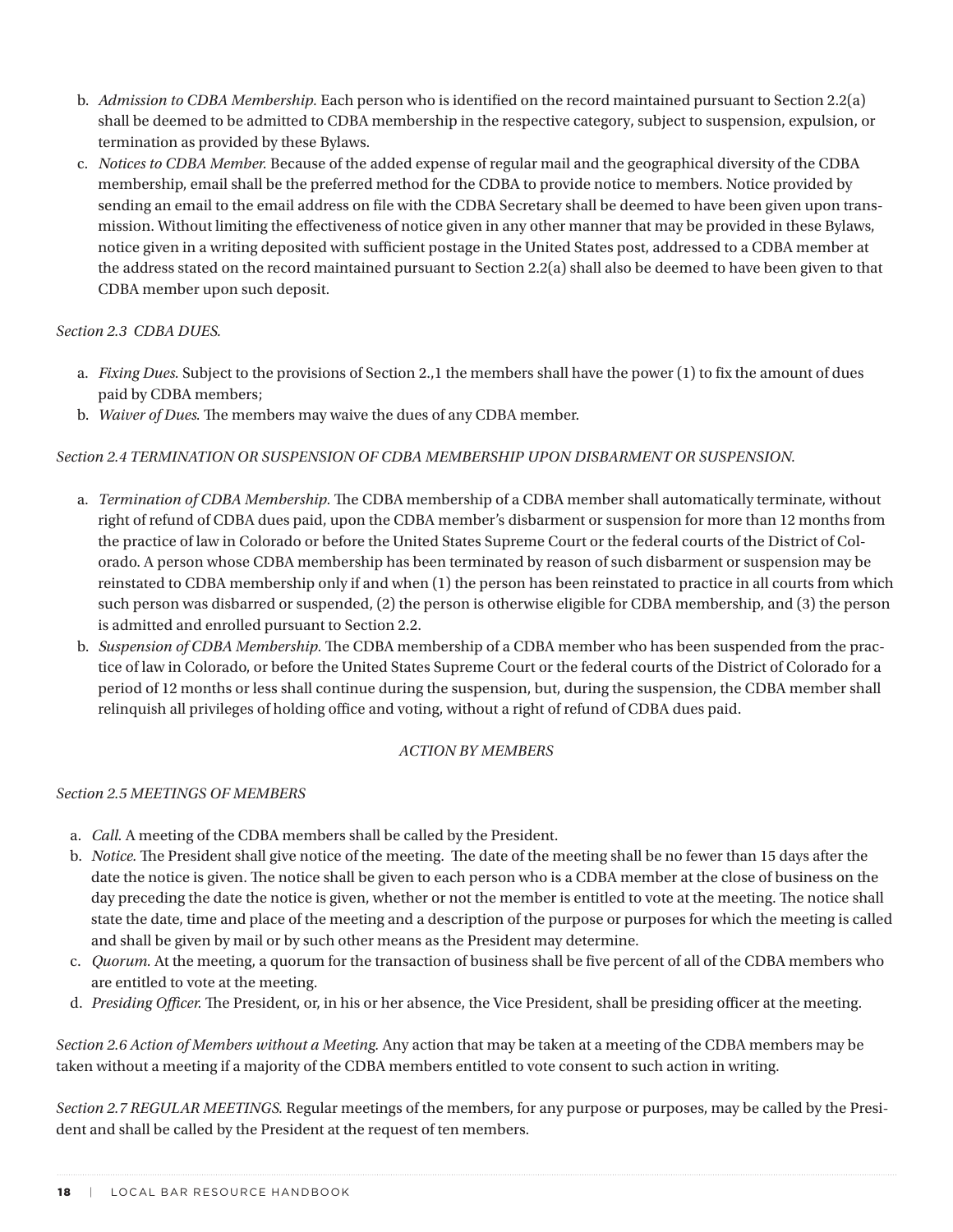b. *Admission to CDBA Membership.* Each person who is identified on the record maintained pursuant to Section 2.2(a) shall be deemed to be admitted to CDBA membership in the respective category, subject to suspension, expulsion, or termination as provided by these Bylaws.
c. *Notices to CDBA Member.* Because of the added expense of regular mail and the geographical diversity of the CDBA membership, email shall be the preferred method for the CDBA to provide notice to members. Notice provided by sending an email to the email address on file with the CDBA Secretary shall be deemed to have been given upon transmission. Without limiting the effectiveness of notice given in any other manner that may be provided in these Bylaws, notice given in a writing deposited with sufficient postage in the United States post, addressed to a CDBA member at the address stated on the record maintained pursuant to Section 2.2(a) shall also be deemed to have been given to that CDBA member upon such deposit.

*Section 2.3 CDBA DUES.*

a. *Fixing Dues.* Subject to the provisions of Section 2.,1 the members shall have the power (1) to fix the amount of dues paid by CDBA members;
b. *Waiver of Dues.* The members may waive the dues of any CDBA member.

*Section 2.4 TERMINATION OR SUSPENSION OF CDBA MEMBERSHIP UPON DISBARMENT OR SUSPENSION.*

a. *Termination of CDBA Membership.* The CDBA membership of a CDBA member shall automatically terminate, without right of refund of CDBA dues paid, upon the CDBA member's disbarment or suspension for more than 12 months from the practice of law in Colorado or before the United States Supreme Court or the federal courts of the District of Colorado. A person whose CDBA membership has been terminated by reason of such disbarment or suspension may be reinstated to CDBA membership only if and when (1) the person has been reinstated to practice in all courts from which such person was disbarred or suspended, (2) the person is otherwise eligible for CDBA membership, and (3) the person is admitted and enrolled pursuant to Section 2.2.
b. *Suspension of CDBA Membership.* The CDBA membership of a CDBA member who has been suspended from the practice of law in Colorado, or before the United States Supreme Court or the federal courts of the District of Colorado for a period of 12 months or less shall continue during the suspension, but, during the suspension, the CDBA member shall relinquish all privileges of holding office and voting, without a right of refund of CDBA dues paid.

*ACTION BY MEMBERS*

*Section 2.5 MEETINGS OF MEMBERS*

a. *Call.* A meeting of the CDBA members shall be called by the President.
b. *Notice.* The President shall give notice of the meeting. The date of the meeting shall be no fewer than 15 days after the date the notice is given. The notice shall be given to each person who is a CDBA member at the close of business on the day preceding the date the notice is given, whether or not the member is entitled to vote at the meeting. The notice shall state the date, time and place of the meeting and a description of the purpose or purposes for which the meeting is called and shall be given by mail or by such other means as the President may determine.
c. *Quorum.* At the meeting, a quorum for the transaction of business shall be five percent of all of the CDBA members who are entitled to vote at the meeting.
d. *Presiding Officer.* The President, or, in his or her absence, the Vice President, shall be presiding officer at the meeting.

*Section 2.6 Action of Members without a Meeting.* Any action that may be taken at a meeting of the CDBA members may be taken without a meeting if a majority of the CDBA members entitled to vote consent to such action in writing.

*Section 2.7 REGULAR MEETINGS.* Regular meetings of the members, for any purpose or purposes, may be called by the President and shall be called by the President at the request of ten members.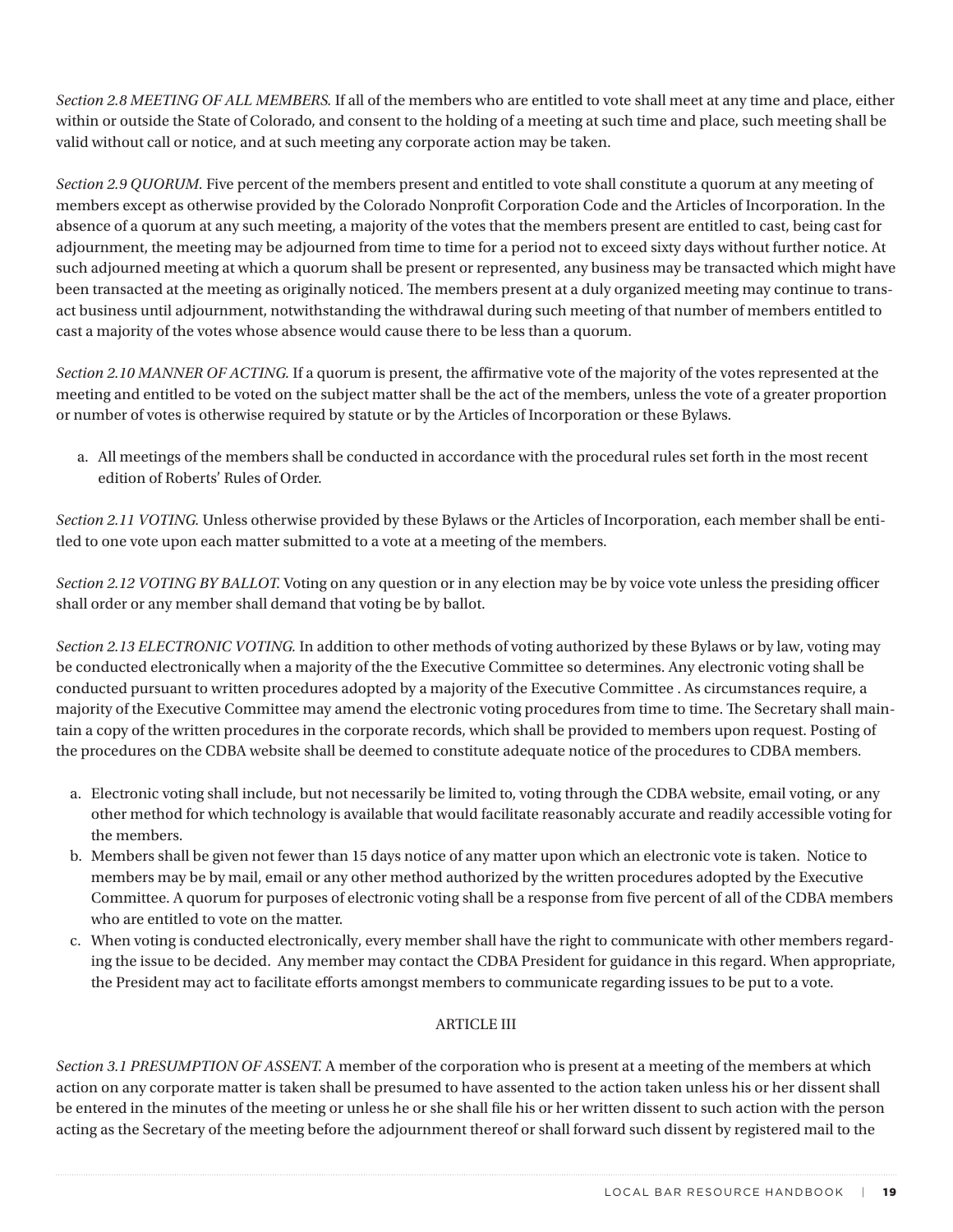*Section 2.8 MEETING OF ALL MEMBERS.* If all of the members who are entitled to vote shall meet at any time and place, either within or outside the State of Colorado, and consent to the holding of a meeting at such time and place, such meeting shall be valid without call or notice, and at such meeting any corporate action may be taken.

*Section 2.9 QUORUM.* Five percent of the members present and entitled to vote shall constitute a quorum at any meeting of members except as otherwise provided by the Colorado Nonprofit Corporation Code and the Articles of Incorporation. In the absence of a quorum at any such meeting, a majority of the votes that the members present are entitled to cast, being cast for adjournment, the meeting may be adjourned from time to time for a period not to exceed sixty days without further notice. At such adjourned meeting at which a quorum shall be present or represented, any business may be transacted which might have been transacted at the meeting as originally noticed. The members present at a duly organized meeting may continue to transact business until adjournment, notwithstanding the withdrawal during such meeting of that number of members entitled to cast a majority of the votes whose absence would cause there to be less than a quorum.

*Section 2.10 MANNER OF ACTING.* If a quorum is present, the affirmative vote of the majority of the votes represented at the meeting and entitled to be voted on the subject matter shall be the act of the members, unless the vote of a greater proportion or number of votes is otherwise required by statute or by the Articles of Incorporation or these Bylaws.

a. All meetings of the members shall be conducted in accordance with the procedural rules set forth in the most recent edition of Roberts' Rules of Order.

*Section 2.11 VOTING.* Unless otherwise provided by these Bylaws or the Articles of Incorporation, each member shall be entitled to one vote upon each matter submitted to a vote at a meeting of the members.

*Section 2.12 VOTING BY BALLOT.* Voting on any question or in any election may be by voice vote unless the presiding officer shall order or any member shall demand that voting be by ballot.

*Section 2.13 ELECTRONIC VOTING.* In addition to other methods of voting authorized by these Bylaws or by law, voting may be conducted electronically when a majority of the the Executive Committee so determines. Any electronic voting shall be conducted pursuant to written procedures adopted by a majority of the Executive Committee . As circumstances require, a majority of the Executive Committee may amend the electronic voting procedures from time to time. The Secretary shall maintain a copy of the written procedures in the corporate records, which shall be provided to members upon request. Posting of the procedures on the CDBA website shall be deemed to constitute adequate notice of the procedures to CDBA members.

a. Electronic voting shall include, but not necessarily be limited to, voting through the CDBA website, email voting, or any other method for which technology is available that would facilitate reasonably accurate and readily accessible voting for the members.
b. Members shall be given not fewer than 15 days notice of any matter upon which an electronic vote is taken. Notice to members may be by mail, email or any other method authorized by the written procedures adopted by the Executive Committee. A quorum for purposes of electronic voting shall be a response from five percent of all of the CDBA members who are entitled to vote on the matter.
c. When voting is conducted electronically, every member shall have the right to communicate with other members regarding the issue to be decided. Any member may contact the CDBA President for guidance in this regard. When appropriate, the President may act to facilitate efforts amongst members to communicate regarding issues to be put to a vote.

## ARTICLE III

*Section 3.1 PRESUMPTION OF ASSENT.* A member of the corporation who is present at a meeting of the members at which action on any corporate matter is taken shall be presumed to have assented to the action taken unless his or her dissent shall be entered in the minutes of the meeting or unless he or she shall file his or her written dissent to such action with the person acting as the Secretary of the meeting before the adjournment thereof or shall forward such dissent by registered mail to the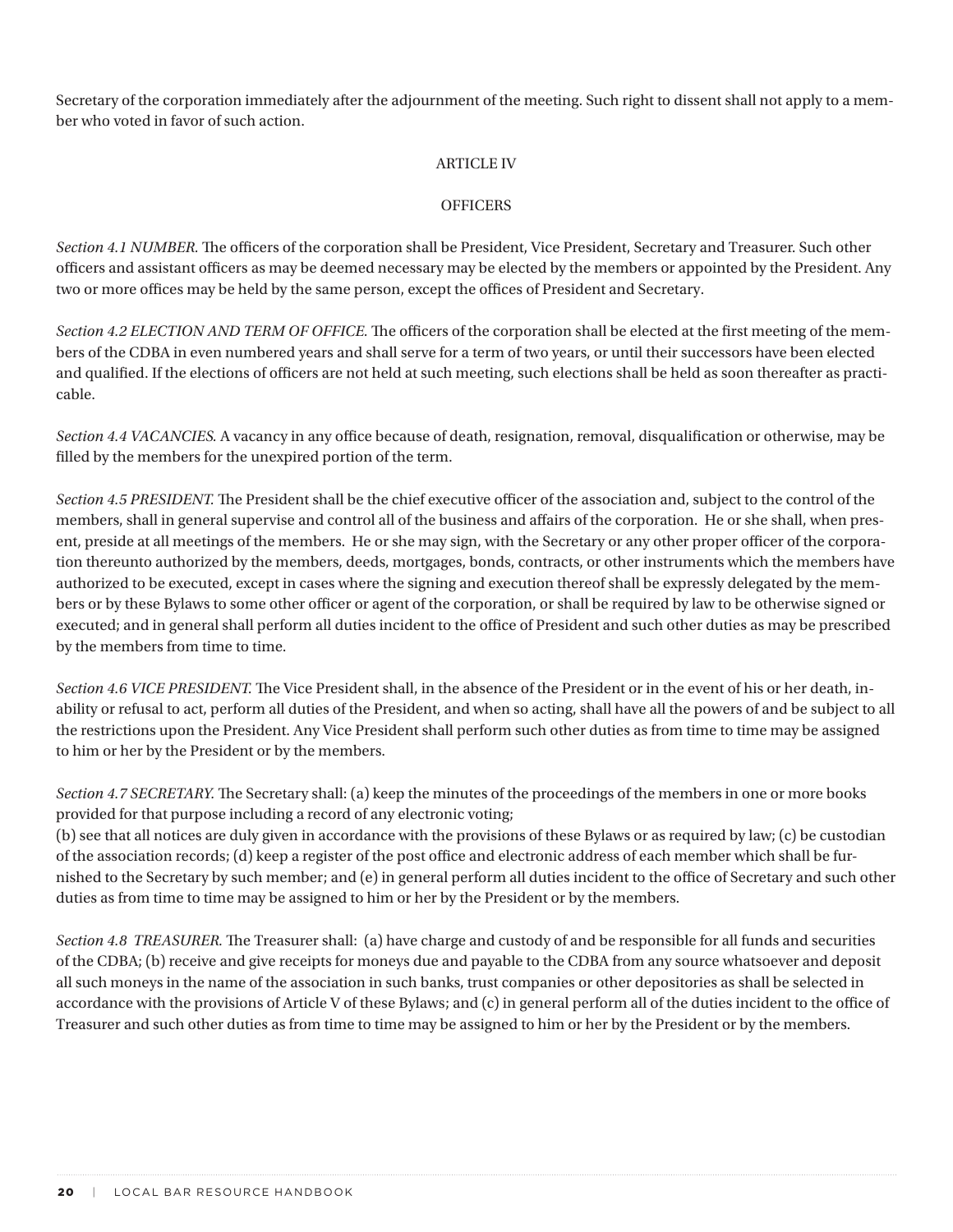Secretary of the corporation immediately after the adjournment of the meeting. Such right to dissent shall not apply to a member who voted in favor of such action.

## ARTICLE IV

## OFFICERS

*Section 4.1 NUMBER.* The officers of the corporation shall be President, Vice President, Secretary and Treasurer. Such other officers and assistant officers as may be deemed necessary may be elected by the members or appointed by the President. Any two or more offices may be held by the same person, except the offices of President and Secretary.

*Section 4.2 ELECTION AND TERM OF OFFICE.* The officers of the corporation shall be elected at the first meeting of the members of the CDBA in even numbered years and shall serve for a term of two years, or until their successors have been elected and qualified. If the elections of officers are not held at such meeting, such elections shall be held as soon thereafter as practicable.

*Section 4.4 VACANCIES.* A vacancy in any office because of death, resignation, removal, disqualification or otherwise, may be filled by the members for the unexpired portion of the term.

*Section 4.5 PRESIDENT.* The President shall be the chief executive officer of the association and, subject to the control of the members, shall in general supervise and control all of the business and affairs of the corporation. He or she shall, when present, preside at all meetings of the members. He or she may sign, with the Secretary or any other proper officer of the corporation thereunto authorized by the members, deeds, mortgages, bonds, contracts, or other instruments which the members have authorized to be executed, except in cases where the signing and execution thereof shall be expressly delegated by the members or by these Bylaws to some other officer or agent of the corporation, or shall be required by law to be otherwise signed or executed; and in general shall perform all duties incident to the office of President and such other duties as may be prescribed by the members from time to time.

*Section 4.6 VICE PRESIDENT.* The Vice President shall, in the absence of the President or in the event of his or her death, inability or refusal to act, perform all duties of the President, and when so acting, shall have all the powers of and be subject to all the restrictions upon the President. Any Vice President shall perform such other duties as from time to time may be assigned to him or her by the President or by the members.

*Section 4.7 SECRETARY.* The Secretary shall: (a) keep the minutes of the proceedings of the members in one or more books provided for that purpose including a record of any electronic voting;
(b) see that all notices are duly given in accordance with the provisions of these Bylaws or as required by law; (c) be custodian of the association records; (d) keep a register of the post office and electronic address of each member which shall be furnished to the Secretary by such member; and (e) in general perform all duties incident to the office of Secretary and such other duties as from time to time may be assigned to him or her by the President or by the members.

*Section 4.8 TREASURER.* The Treasurer shall: (a) have charge and custody of and be responsible for all funds and securities of the CDBA; (b) receive and give receipts for moneys due and payable to the CDBA from any source whatsoever and deposit all such moneys in the name of the association in such banks, trust companies or other depositories as shall be selected in accordance with the provisions of Article V of these Bylaws; and (c) in general perform all of the duties incident to the office of Treasurer and such other duties as from time to time may be assigned to him or her by the President or by the members.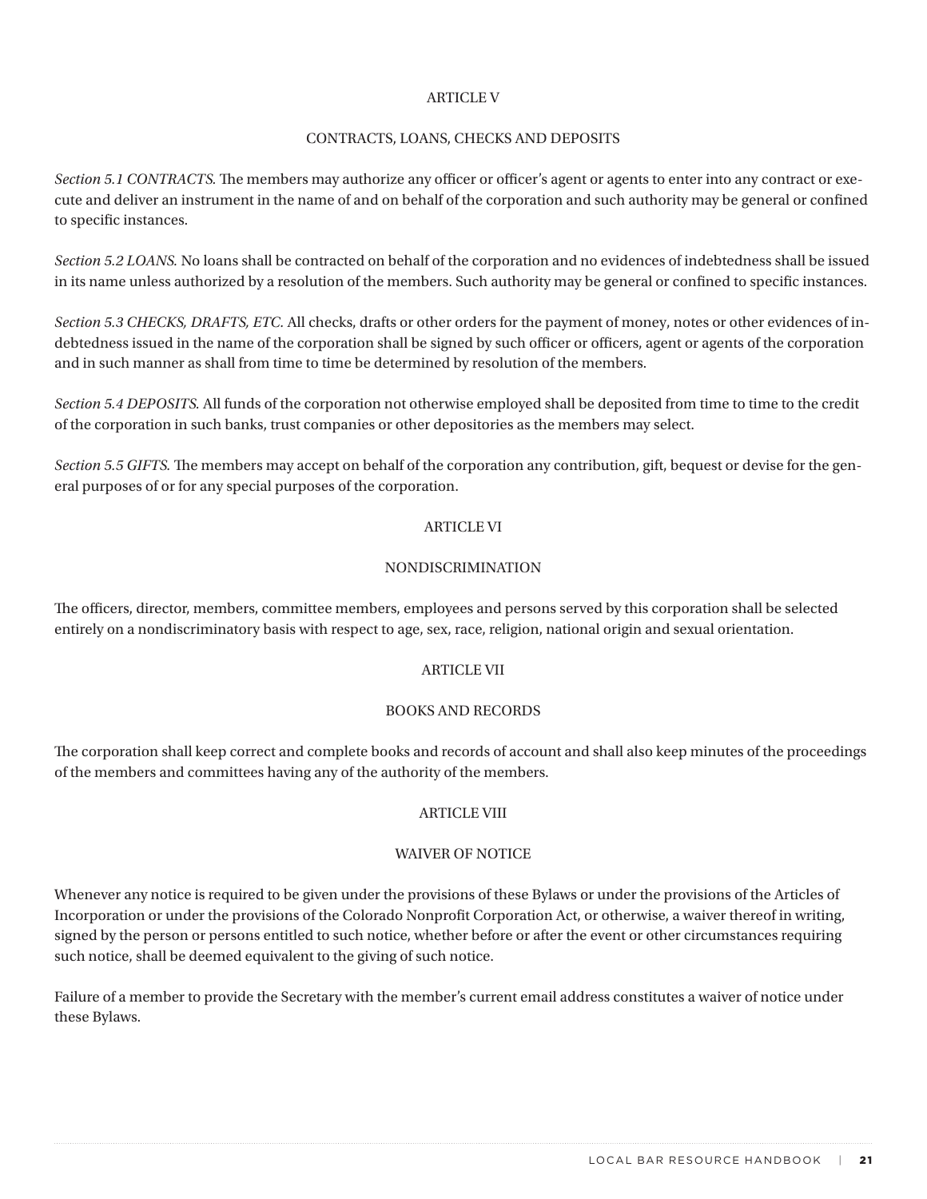## ARTICLE V

## CONTRACTS, LOANS, CHECKS AND DEPOSITS

*Section 5.1 CONTRACTS.* The members may authorize any officer or officer's agent or agents to enter into any contract or execute and deliver an instrument in the name of and on behalf of the corporation and such authority may be general or confined to specific instances.

*Section 5.2 LOANS.* No loans shall be contracted on behalf of the corporation and no evidences of indebtedness shall be issued in its name unless authorized by a resolution of the members. Such authority may be general or confined to specific instances.

*Section 5.3 CHECKS, DRAFTS, ETC.* All checks, drafts or other orders for the payment of money, notes or other evidences of indebtedness issued in the name of the corporation shall be signed by such officer or officers, agent or agents of the corporation and in such manner as shall from time to time be determined by resolution of the members.

*Section 5.4 DEPOSITS.* All funds of the corporation not otherwise employed shall be deposited from time to time to the credit of the corporation in such banks, trust companies or other depositories as the members may select.

*Section 5.5 GIFTS.* The members may accept on behalf of the corporation any contribution, gift, bequest or devise for the general purposes of or for any special purposes of the corporation.

## ARTICLE VI

## NONDISCRIMINATION

The officers, director, members, committee members, employees and persons served by this corporation shall be selected entirely on a nondiscriminatory basis with respect to age, sex, race, religion, national origin and sexual orientation.

## ARTICLE VII

## BOOKS AND RECORDS

The corporation shall keep correct and complete books and records of account and shall also keep minutes of the proceedings of the members and committees having any of the authority of the members.

## ARTICLE VIII

## WAIVER OF NOTICE

Whenever any notice is required to be given under the provisions of these Bylaws or under the provisions of the Articles of Incorporation or under the provisions of the Colorado Nonprofit Corporation Act, or otherwise, a waiver thereof in writing, signed by the person or persons entitled to such notice, whether before or after the event or other circumstances requiring such notice, shall be deemed equivalent to the giving of such notice.

Failure of a member to provide the Secretary with the member's current email address constitutes a waiver of notice under these Bylaws.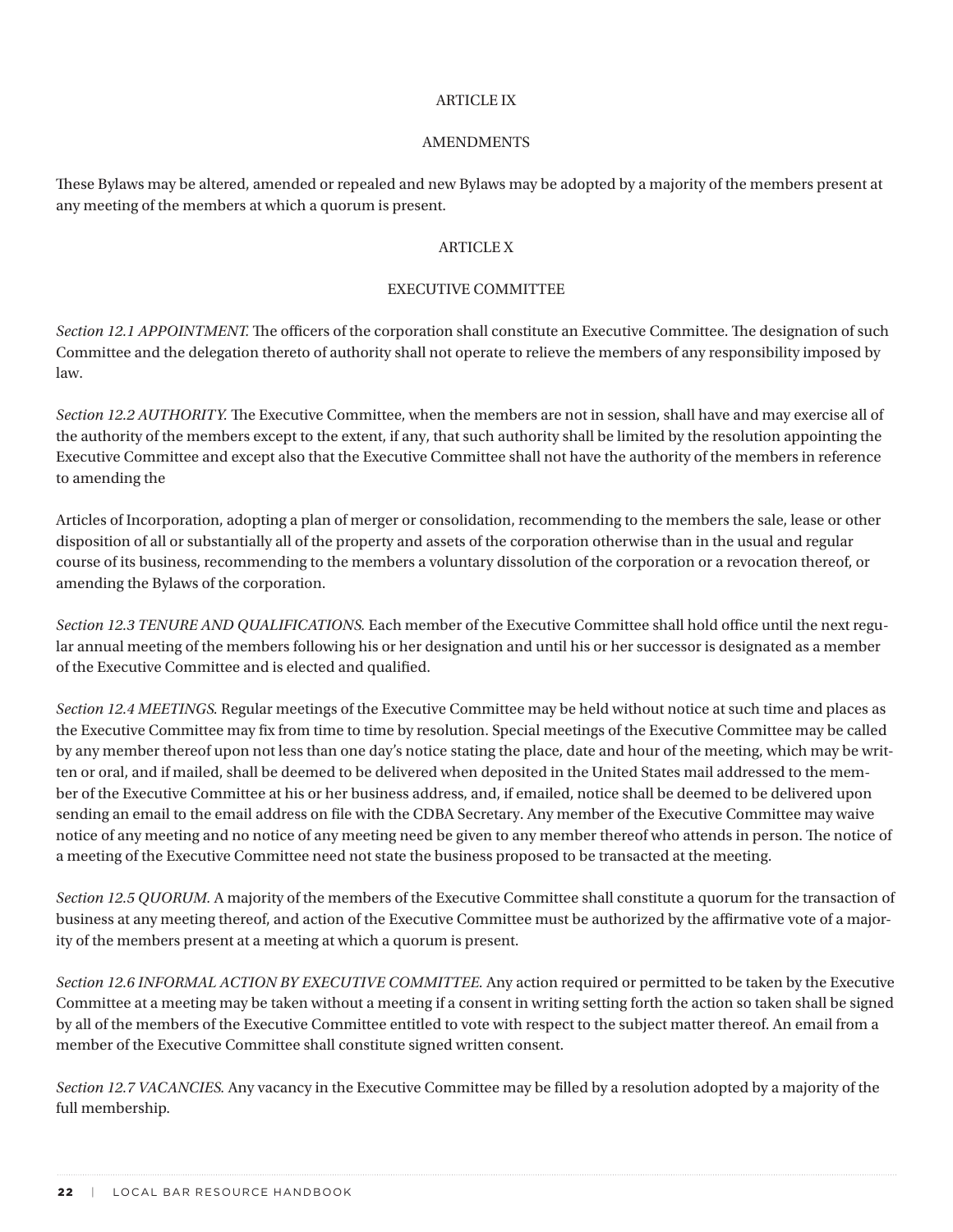## ARTICLE IX

## AMENDMENTS

These Bylaws may be altered, amended or repealed and new Bylaws may be adopted by a majority of the members present at any meeting of the members at which a quorum is present.

## ARTICLE X

## EXECUTIVE COMMITTEE

*Section 12.1 APPOINTMENT.* The officers of the corporation shall constitute an Executive Committee. The designation of such Committee and the delegation thereto of authority shall not operate to relieve the members of any responsibility imposed by law.

*Section 12.2 AUTHORITY.* The Executive Committee, when the members are not in session, shall have and may exercise all of the authority of the members except to the extent, if any, that such authority shall be limited by the resolution appointing the Executive Committee and except also that the Executive Committee shall not have the authority of the members in reference to amending the

Articles of Incorporation, adopting a plan of merger or consolidation, recommending to the members the sale, lease or other disposition of all or substantially all of the property and assets of the corporation otherwise than in the usual and regular course of its business, recommending to the members a voluntary dissolution of the corporation or a revocation thereof, or amending the Bylaws of the corporation.

*Section 12.3 TENURE AND QUALIFICATIONS.* Each member of the Executive Committee shall hold office until the next regular annual meeting of the members following his or her designation and until his or her successor is designated as a member of the Executive Committee and is elected and qualified.

*Section 12.4 MEETINGS.* Regular meetings of the Executive Committee may be held without notice at such time and places as the Executive Committee may fix from time to time by resolution. Special meetings of the Executive Committee may be called by any member thereof upon not less than one day's notice stating the place, date and hour of the meeting, which may be written or oral, and if mailed, shall be deemed to be delivered when deposited in the United States mail addressed to the member of the Executive Committee at his or her business address, and, if emailed, notice shall be deemed to be delivered upon sending an email to the email address on file with the CDBA Secretary. Any member of the Executive Committee may waive notice of any meeting and no notice of any meeting need be given to any member thereof who attends in person. The notice of a meeting of the Executive Committee need not state the business proposed to be transacted at the meeting.

*Section 12.5 QUORUM.* A majority of the members of the Executive Committee shall constitute a quorum for the transaction of business at any meeting thereof, and action of the Executive Committee must be authorized by the affirmative vote of a majority of the members present at a meeting at which a quorum is present.

*Section 12.6 INFORMAL ACTION BY EXECUTIVE COMMITTEE.* Any action required or permitted to be taken by the Executive Committee at a meeting may be taken without a meeting if a consent in writing setting forth the action so taken shall be signed by all of the members of the Executive Committee entitled to vote with respect to the subject matter thereof. An email from a member of the Executive Committee shall constitute signed written consent.

*Section 12.7 VACANCIES.* Any vacancy in the Executive Committee may be filled by a resolution adopted by a majority of the full membership.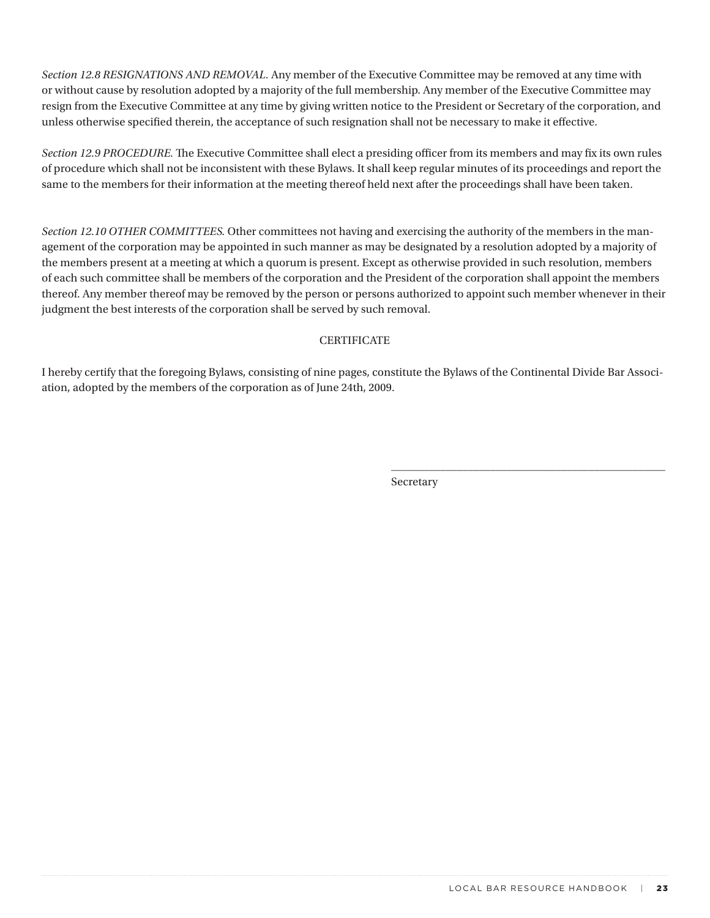*Section 12.8 RESIGNATIONS AND REMOVAL.* Any member of the Executive Committee may be removed at any time with or without cause by resolution adopted by a majority of the full membership. Any member of the Executive Committee may resign from the Executive Committee at any time by giving written notice to the President or Secretary of the corporation, and unless otherwise specified therein, the acceptance of such resignation shall not be necessary to make it effective.

*Section 12.9 PROCEDURE.* The Executive Committee shall elect a presiding officer from its members and may fix its own rules of procedure which shall not be inconsistent with these Bylaws. It shall keep regular minutes of its proceedings and report the same to the members for their information at the meeting thereof held next after the proceedings shall have been taken.

*Section 12.10 OTHER COMMITTEES.* Other committees not having and exercising the authority of the members in the management of the corporation may be appointed in such manner as may be designated by a resolution adopted by a majority of the members present at a meeting at which a quorum is present. Except as otherwise provided in such resolution, members of each such committee shall be members of the corporation and the President of the corporation shall appoint the members thereof. Any member thereof may be removed by the person or persons authorized to appoint such member whenever in their judgment the best interests of the corporation shall be served by such removal.

CERTIFICATE

I hereby certify that the foregoing Bylaws, consisting of nine pages, constitute the Bylaws of the Continental Divide Bar Association, adopted by the members of the corporation as of June 24th, 2009.

\_\_\_\_\_\_\_\_\_\_\_\_\_\_\_\_\_\_\_\_\_\_\_\_\_\_\_\_\_\_\_\_\_\_\_\_\_\_\_\_

Secretary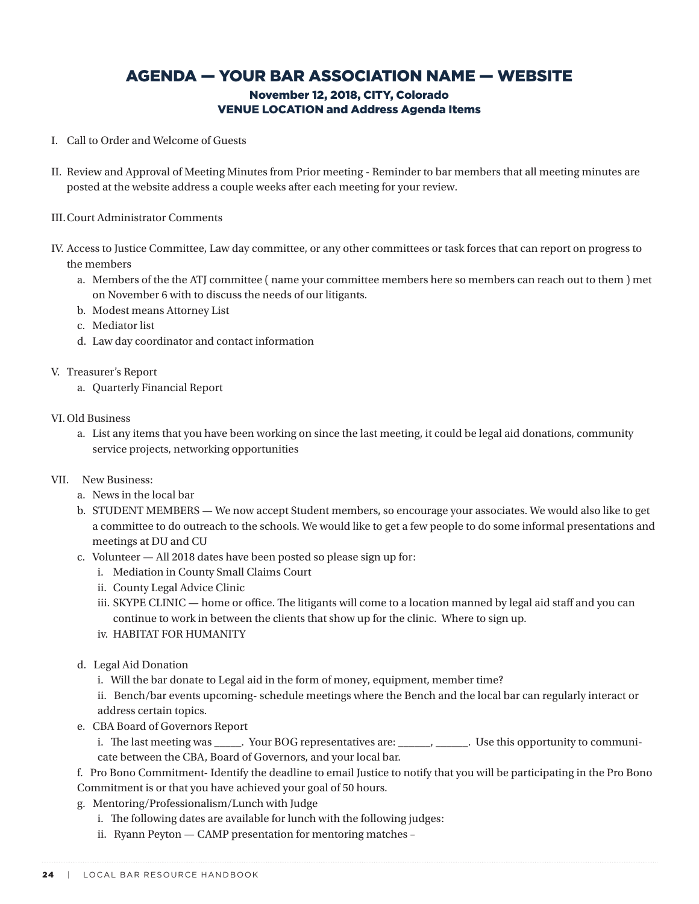# AGENDA — YOUR BAR ASSOCIATION NAME — WEBSITE

### November 12, 2018, CITY, Colorado
### VENUE LOCATION and Address Agenda Items

I. Call to Order and Welcome of Guests

II. Review and Approval of Meeting Minutes from Prior meeting - Reminder to bar members that all meeting minutes are posted at the website address a couple weeks after each meeting for your review.

III. Court Administrator Comments

IV. Access to Justice Committee, Law day committee, or any other committees or task forces that can report on progress to the members

   a. Members of the the ATJ committee ( name your committee members here so members can reach out to them ) met on November 6 with to discuss the needs of our litigants.
   b. Modest means Attorney List
   c. Mediator list
   d. Law day coordinator and contact information

V. Treasurer's Report

   a. Quarterly Financial Report

VI. Old Business

   a. List any items that you have been working on since the last meeting, it could be legal aid donations, community service projects, networking opportunities

VII. New Business:

   a. News in the local bar
   b. STUDENT MEMBERS — We now accept Student members, so encourage your associates. We would also like to get a committee to do outreach to the schools. We would like to get a few people to do some informal presentations and meetings at DU and CU
   c. Volunteer — All 2018 dates have been posted so please sign up for:
      i. Mediation in County Small Claims Court
      ii. County Legal Advice Clinic
      iii. SKYPE CLINIC — home or office. The litigants will come to a location manned by legal aid staff and you can continue to work in between the clients that show up for the clinic. Where to sign up.
      iv. HABITAT FOR HUMANITY

   d. Legal Aid Donation
      i. Will the bar donate to Legal aid in the form of money, equipment, member time?
      ii. Bench/bar events upcoming- schedule meetings where the Bench and the local bar can regularly interact or address certain topics.
   e. CBA Board of Governors Report
      i. The last meeting was _____. Your BOG representatives are: ______, ______. Use this opportunity to communicate between the CBA, Board of Governors, and your local bar.
   f. Pro Bono Commitment- Identify the deadline to email Justice to notify that you will be participating in the Pro Bono Commitment is or that you have achieved your goal of 50 hours.
   g. Mentoring/Professionalism/Lunch with Judge
      i. The following dates are available for lunch with the following judges:
      ii. Ryann Peyton — CAMP presentation for mentoring matches –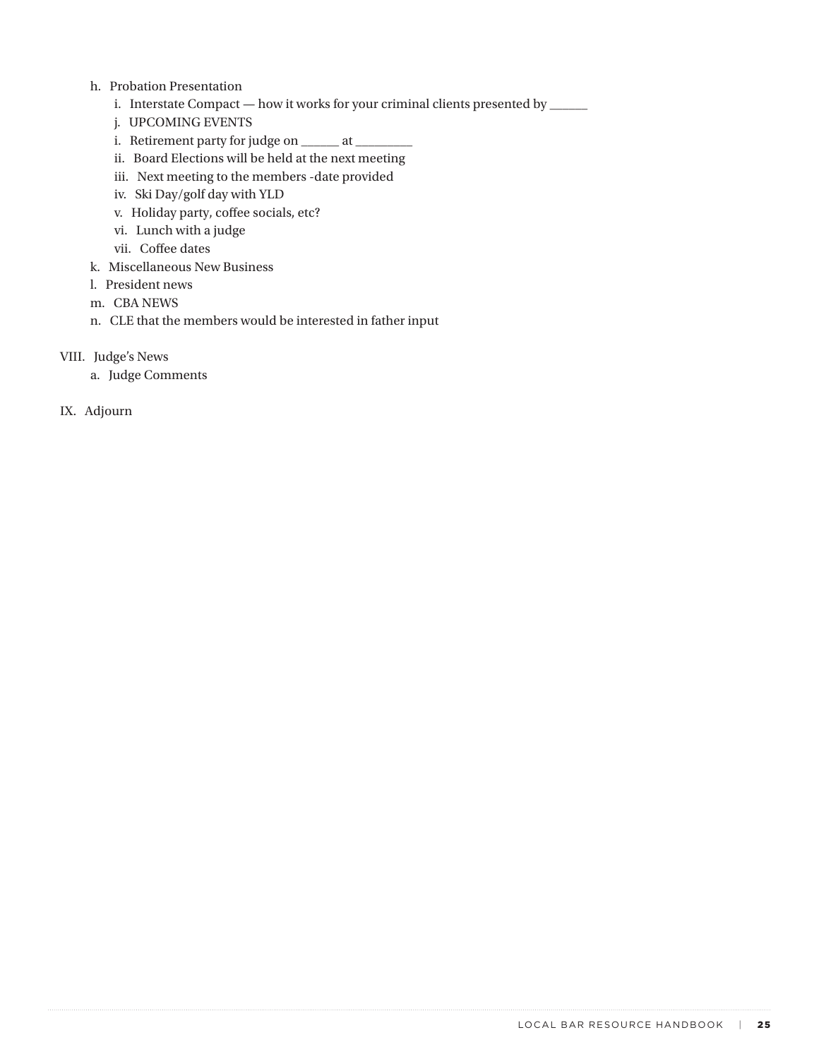- h. Probation Presentation
    - i. Interstate Compact — how it works for your criminal clients presented by ______
    - j. UPCOMING EVENTS
    - i. Retirement party for judge on ______ at _________
    - ii. Board Elections will be held at the next meeting
    - iii. Next meeting to the members -date provided
    - iv. Ski Day/golf day with YLD
    - v. Holiday party, coffee socials, etc?
    - vi. Lunch with a judge
    - vii. Coffee dates
- k. Miscellaneous New Business
- l. President news
- m. CBA NEWS
- n. CLE that the members would be interested in father input

VIII. Judge's News

- a. Judge Comments

IX. Adjourn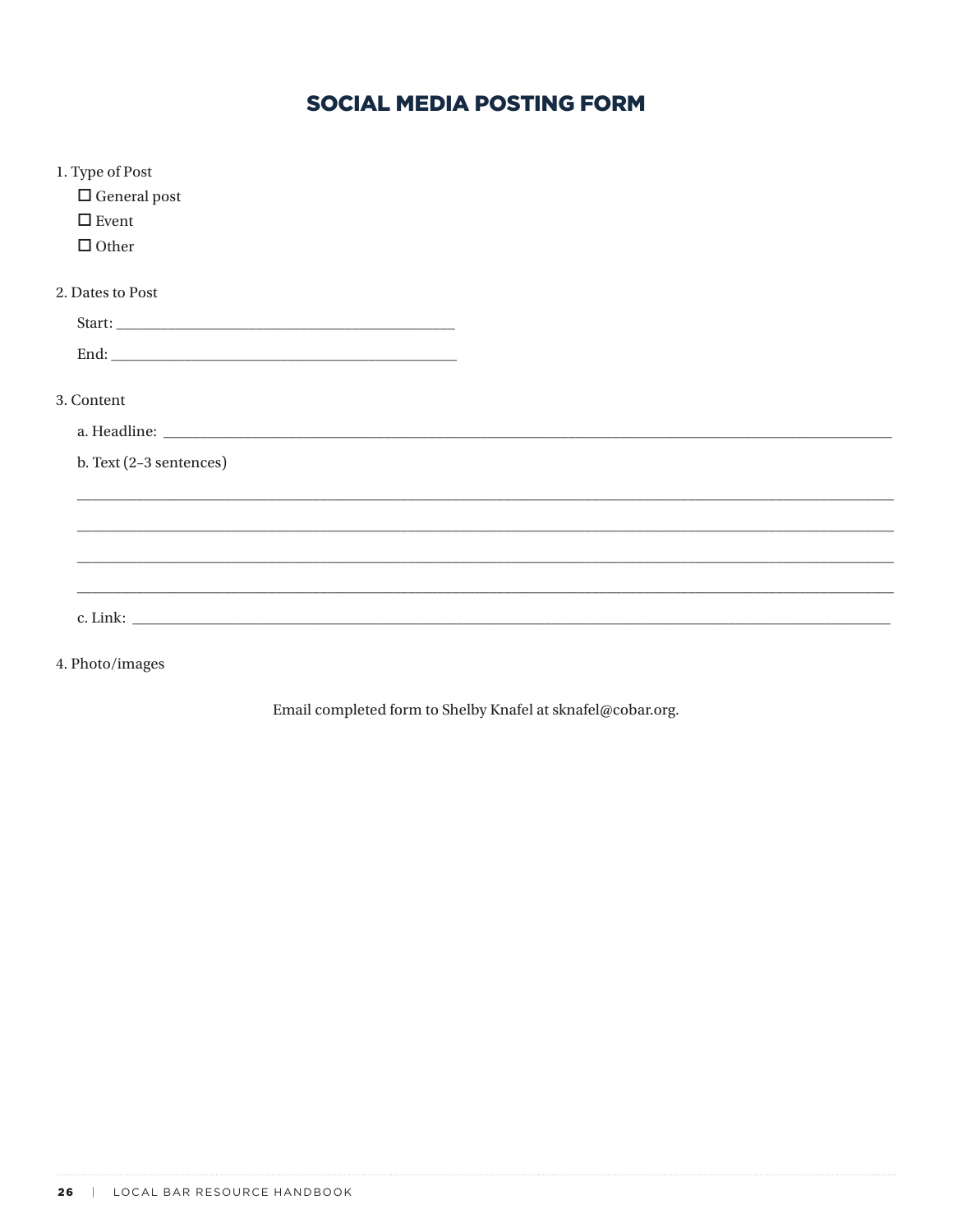# SOCIAL MEDIA POSTING FORM

1. Type of Post
   - ☐ General post
   - ☐ Event
   - ☐ Other

2. Dates to Post

   Start: ______________________________________________

   End: ______________________________________________

3. Content

   a. Headline: ______________________________________________

   b. Text (2–3 sentences)

   ______________________________________________

   ______________________________________________

   ______________________________________________

   ______________________________________________

   c. Link: ______________________________________________

4. Photo/images

Email completed form to Shelby Knafel at sknafel@cobar.org.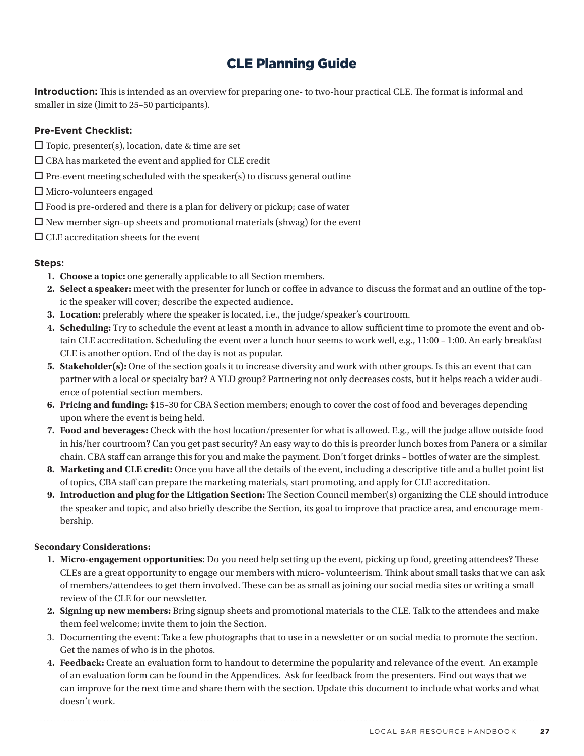# CLE Planning Guide

**Introduction:** This is intended as an overview for preparing one- to two-hour practical CLE. The format is informal and smaller in size (limit to 25–50 participants).

### Pre-Event Checklist:

- ☐ Topic, presenter(s), location, date & time are set
- ☐ CBA has marketed the event and applied for CLE credit
- ☐ Pre-event meeting scheduled with the speaker(s) to discuss general outline
- ☐ Micro-volunteers engaged
- ☐ Food is pre-ordered and there is a plan for delivery or pickup; case of water
- ☐ New member sign-up sheets and promotional materials (shwag) for the event
- ☐ CLE accreditation sheets for the event

### Steps:

1. **Choose a topic:** one generally applicable to all Section members.
2. **Select a speaker:** meet with the presenter for lunch or coffee in advance to discuss the format and an outline of the topic the speaker will cover; describe the expected audience.
3. **Location:** preferably where the speaker is located, i.e., the judge/speaker's courtroom.
4. **Scheduling:** Try to schedule the event at least a month in advance to allow sufficient time to promote the event and obtain CLE accreditation. Scheduling the event over a lunch hour seems to work well, e.g., 11:00 – 1:00. An early breakfast CLE is another option. End of the day is not as popular.
5. **Stakeholder(s):** One of the section goals it to increase diversity and work with other groups. Is this an event that can partner with a local or specialty bar? A YLD group? Partnering not only decreases costs, but it helps reach a wider audience of potential section members.
6. **Pricing and funding:** $15–30 for CBA Section members; enough to cover the cost of food and beverages depending upon where the event is being held.
7. **Food and beverages:** Check with the host location/presenter for what is allowed. E.g., will the judge allow outside food in his/her courtroom? Can you get past security? An easy way to do this is preorder lunch boxes from Panera or a similar chain. CBA staff can arrange this for you and make the payment. Don't forget drinks – bottles of water are the simplest.
8. **Marketing and CLE credit:** Once you have all the details of the event, including a descriptive title and a bullet point list of topics, CBA staff can prepare the marketing materials, start promoting, and apply for CLE accreditation.
9. **Introduction and plug for the Litigation Section:** The Section Council member(s) organizing the CLE should introduce the speaker and topic, and also briefly describe the Section, its goal to improve that practice area, and encourage membership.

### Secondary Considerations:

1. **Micro-engagement opportunities**: Do you need help setting up the event, picking up food, greeting attendees? These CLEs are a great opportunity to engage our members with micro- volunteerism. Think about small tasks that we can ask of members/attendees to get them involved. These can be as small as joining our social media sites or writing a small review of the CLE for our newsletter.
2. **Signing up new members:** Bring signup sheets and promotional materials to the CLE. Talk to the attendees and make them feel welcome; invite them to join the Section.
3. Documenting the event: Take a few photographs that to use in a newsletter or on social media to promote the section. Get the names of who is in the photos.
4. **Feedback:** Create an evaluation form to handout to determine the popularity and relevance of the event. An example of an evaluation form can be found in the Appendices. Ask for feedback from the presenters. Find out ways that we can improve for the next time and share them with the section. Update this document to include what works and what doesn't work.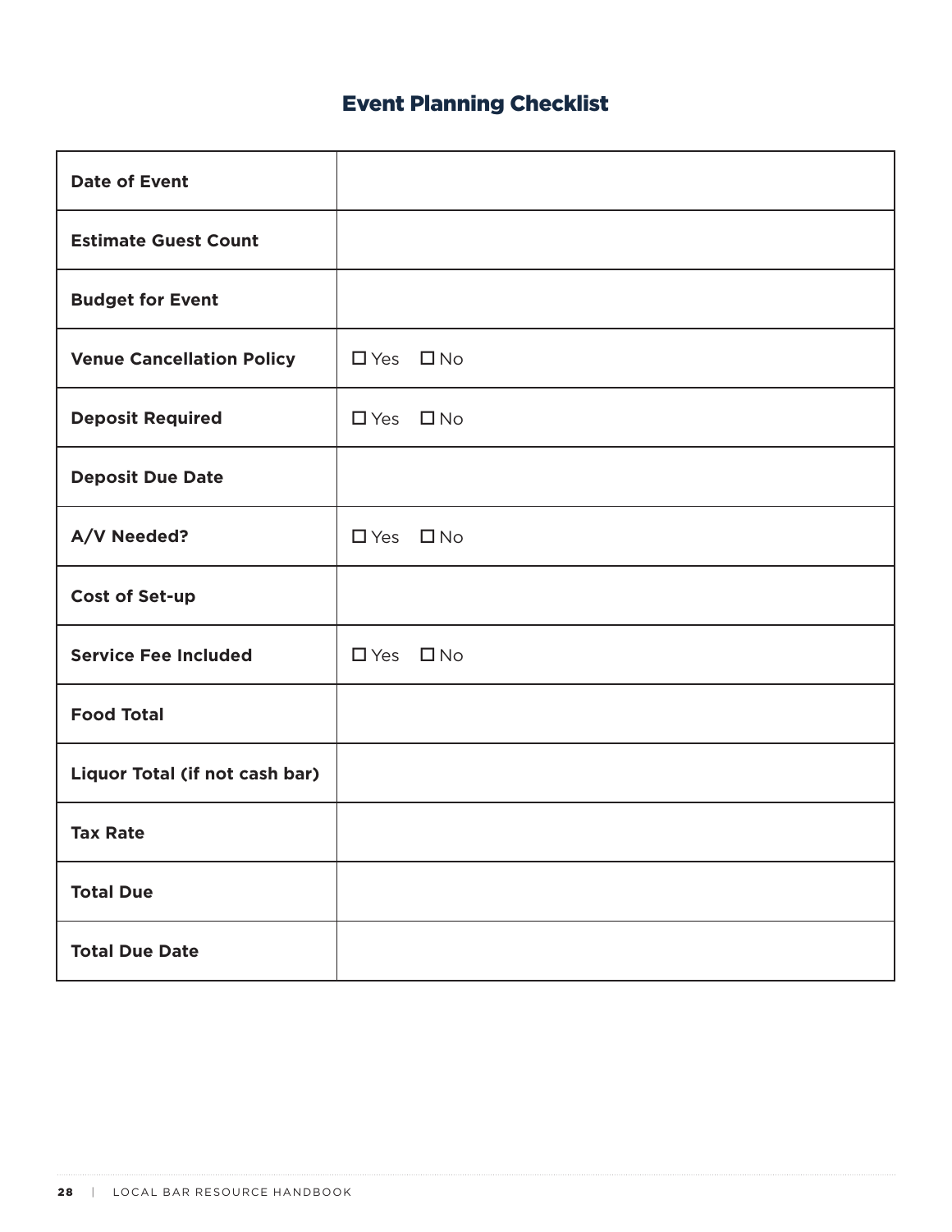## Event Planning Checklist

| | |
|---|---|
| **Date of Event** | |
| **Estimate Guest Count** | |
| **Budget for Event** | |
| **Venue Cancellation Policy** | ☐ Yes ☐ No |
| **Deposit Required** | ☐ Yes ☐ No |
| **Deposit Due Date** | |
| **A/V Needed?** | ☐ Yes ☐ No |
| **Cost of Set-up** | |
| **Service Fee Included** | ☐ Yes ☐ No |
| **Food Total** | |
| **Liquor Total (if not cash bar)** | |
| **Tax Rate** | |
| **Total Due** | |
| **Total Due Date** | |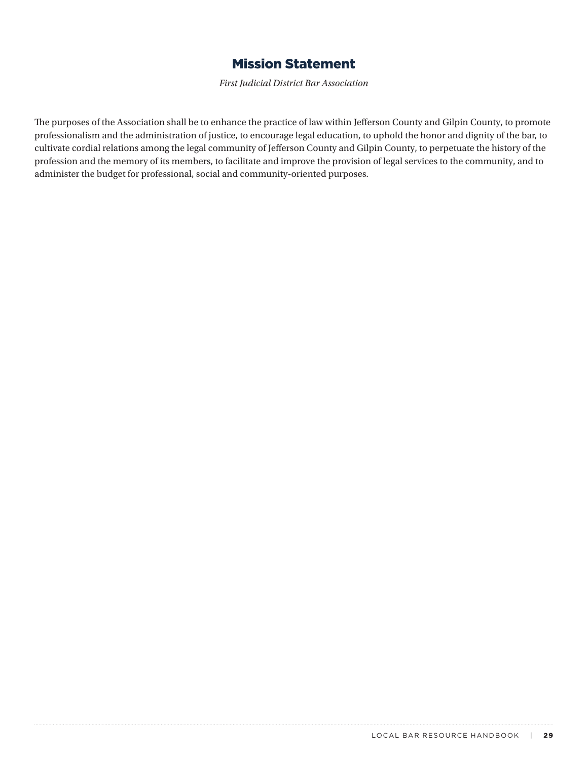## Mission Statement

*First Judicial District Bar Association*

The purposes of the Association shall be to enhance the practice of law within Jefferson County and Gilpin County, to promote professionalism and the administration of justice, to encourage legal education, to uphold the honor and dignity of the bar, to cultivate cordial relations among the legal community of Jefferson County and Gilpin County, to perpetuate the history of the profession and the memory of its members, to facilitate and improve the provision of legal services to the community, and to administer the budget for professional, social and community-oriented purposes.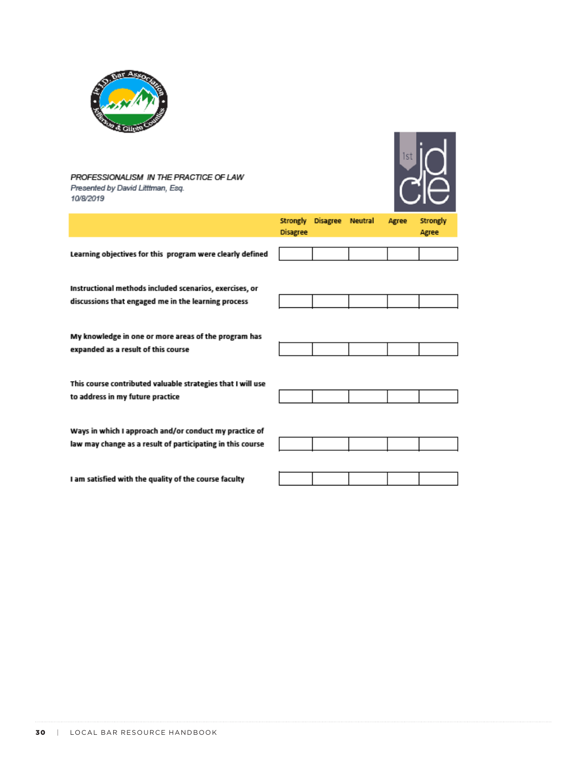*PROFESSIONALISM IN THE PRACTICE OF LAW*
*Presented by David Littman, Esq.*
*10/8/2019*

| | Strongly Disagree | Disagree | Neutral | Agree | Strongly Agree |
|---|---|---|---|---|---|
| Learning objectives for this program were clearly defined | | | | | |
| Instructional methods included scenarios, exercises, or discussions that engaged me in the learning process | | | | | |
| My knowledge in one or more areas of the program has expanded as a result of this course | | | | | |
| This course contributed valuable strategies that I will use to address in my future practice | | | | | |
| Ways in which I approach and/or conduct my practice of law may change as a result of participating in this course | | | | | |
| I am satisfied with the quality of the course faculty | | | | | |